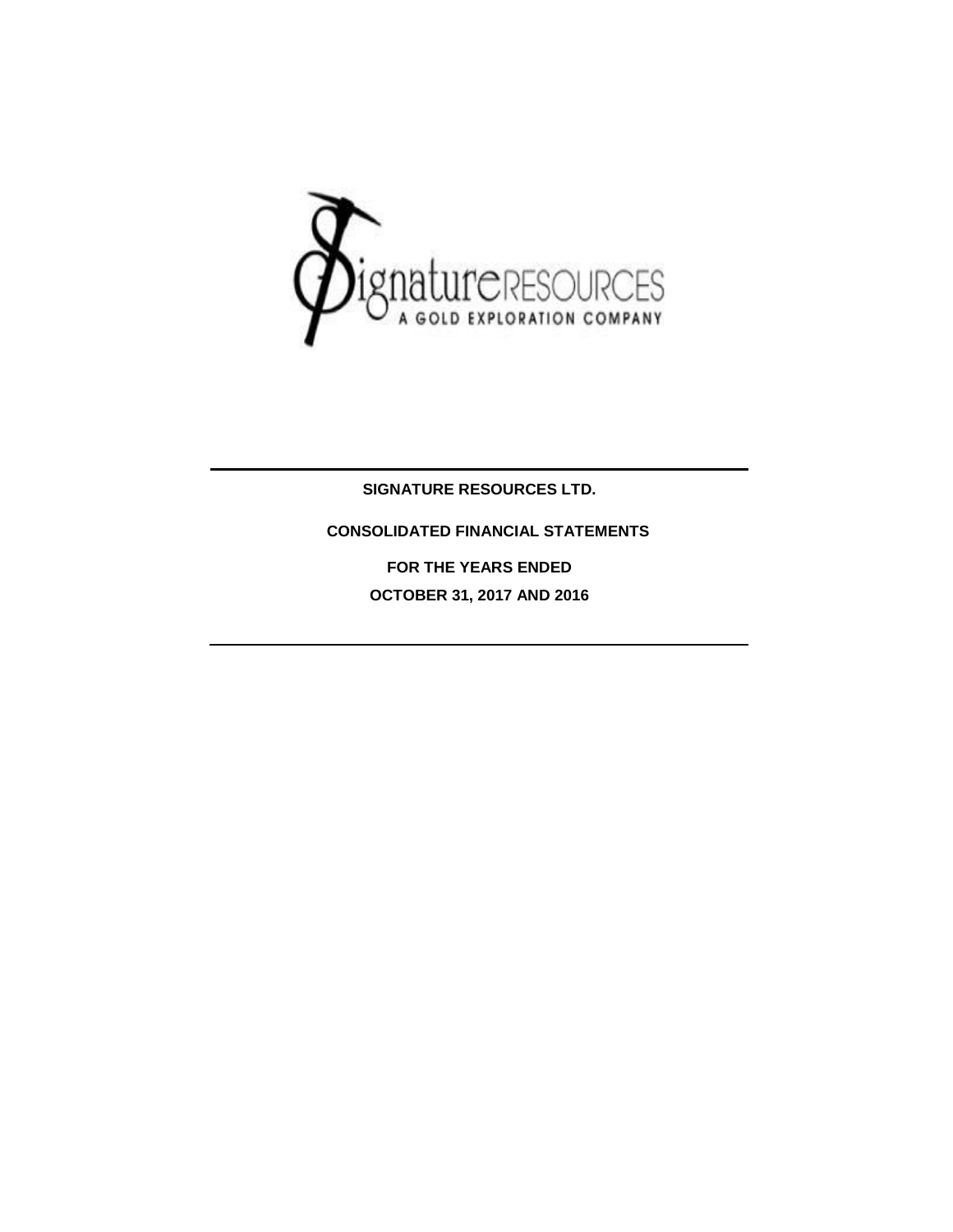# SIGNATURE RESOURCES LTD.

## CONSOLIDATED FINANCIAL STATEMENTS

### FOR THE YEARS ENDED

### OCTOBER 31, 2017 AND 2016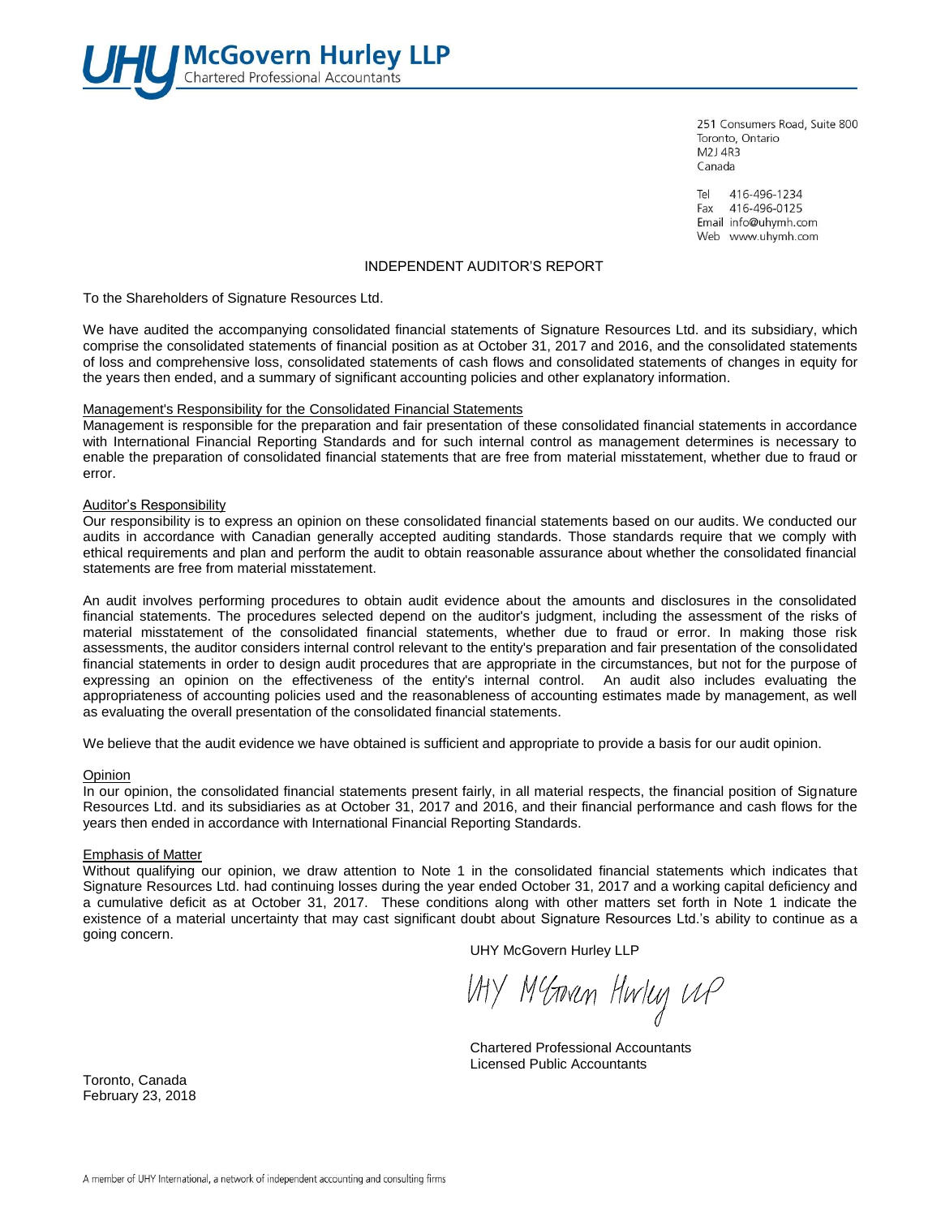UHY McGovern Hurley LLP
Chartered Professional Accountants

251 Consumers Road, Suite 800
Toronto, Ontario
M2J 4R3
Canada

Tel 416-496-1234
Fax 416-496-0125
Email info@uhymh.com
Web www.uhymh.com

# INDEPENDENT AUDITOR'S REPORT

To the Shareholders of Signature Resources Ltd.

We have audited the accompanying consolidated financial statements of Signature Resources Ltd. and its subsidiary, which comprise the consolidated statements of financial position as at October 31, 2017 and 2016, and the consolidated statements of loss and comprehensive loss, consolidated statements of cash flows and consolidated statements of changes in equity for the years then ended, and a summary of significant accounting policies and other explanatory information.

## Management's Responsibility for the Consolidated Financial Statements

Management is responsible for the preparation and fair presentation of these consolidated financial statements in accordance with International Financial Reporting Standards and for such internal control as management determines is necessary to enable the preparation of consolidated financial statements that are free from material misstatement, whether due to fraud or error.

## Auditor's Responsibility

Our responsibility is to express an opinion on these consolidated financial statements based on our audits. We conducted our audits in accordance with Canadian generally accepted auditing standards. Those standards require that we comply with ethical requirements and plan and perform the audit to obtain reasonable assurance about whether the consolidated financial statements are free from material misstatement.

An audit involves performing procedures to obtain audit evidence about the amounts and disclosures in the consolidated financial statements. The procedures selected depend on the auditor's judgment, including the assessment of the risks of material misstatement of the consolidated financial statements, whether due to fraud or error. In making those risk assessments, the auditor considers internal control relevant to the entity's preparation and fair presentation of the consolidated financial statements in order to design audit procedures that are appropriate in the circumstances, but not for the purpose of expressing an opinion on the effectiveness of the entity's internal control. An audit also includes evaluating the appropriateness of accounting policies used and the reasonableness of accounting estimates made by management, as well as evaluating the overall presentation of the consolidated financial statements.

We believe that the audit evidence we have obtained is sufficient and appropriate to provide a basis for our audit opinion.

## Opinion

In our opinion, the consolidated financial statements present fairly, in all material respects, the financial position of Signature Resources Ltd. and its subsidiaries as at October 31, 2017 and 2016, and their financial performance and cash flows for the years then ended in accordance with International Financial Reporting Standards.

## Emphasis of Matter

Without qualifying our opinion, we draw attention to Note 1 in the consolidated financial statements which indicates that Signature Resources Ltd. had continuing losses during the year ended October 31, 2017 and a working capital deficiency and a cumulative deficit as at October 31, 2017. These conditions along with other matters set forth in Note 1 indicate the existence of a material uncertainty that may cast significant doubt about Signature Resources Ltd.'s ability to continue as a going concern.

UHY McGovern Hurley LLP

UHY McGovern Hurley LLP

Chartered Professional Accountants
Licensed Public Accountants

Toronto, Canada
February 23, 2018

A member of UHY International, a network of independent accounting and consulting firms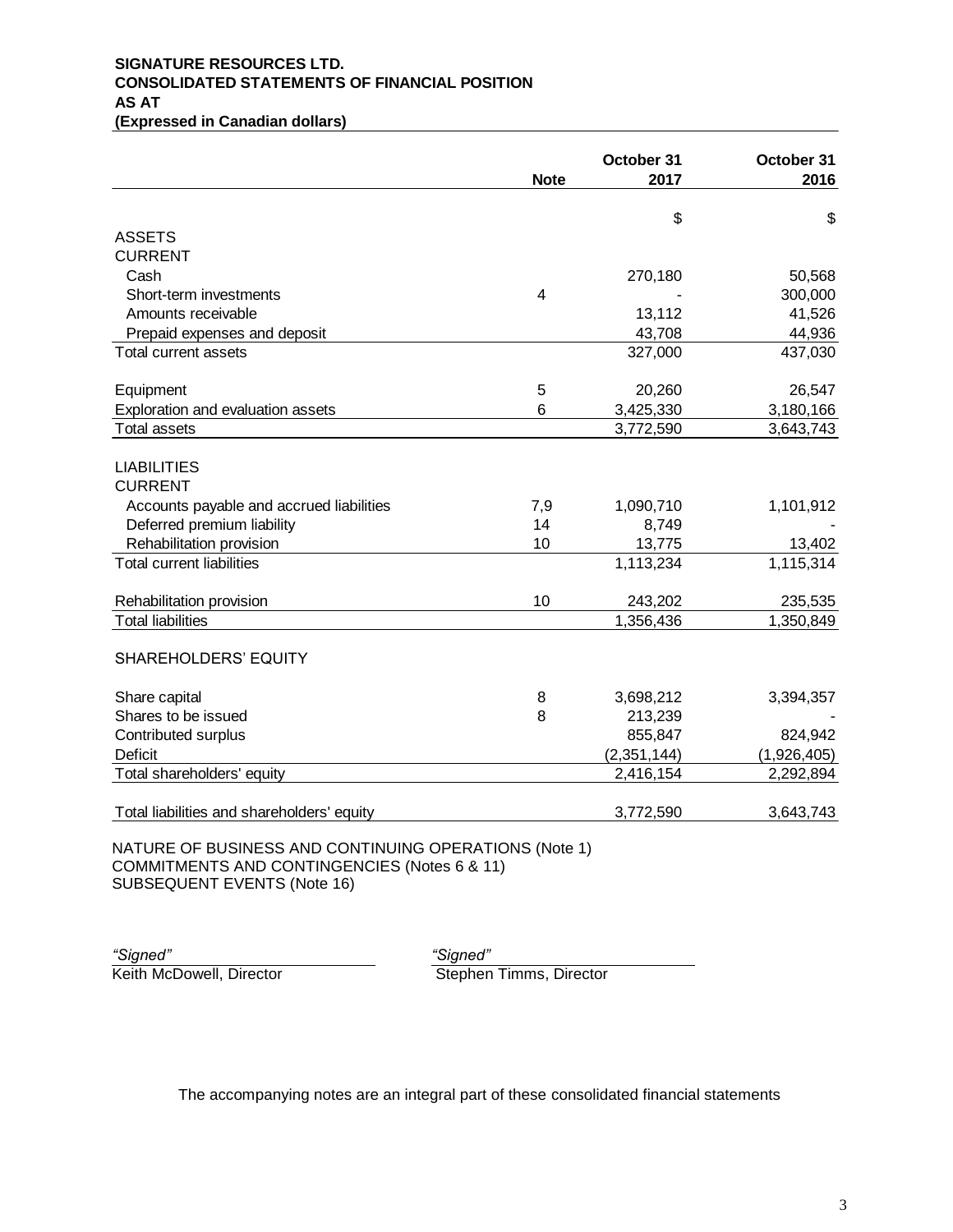**SIGNATURE RESOURCES LTD.**
**CONSOLIDATED STATEMENTS OF FINANCIAL POSITION**
**AS AT**
**(Expressed in Canadian dollars)**

| | Note | October 31 2017 | October 31 2016 |
|---|---|---|---|
| | | $ | $ |
| ASSETS | | | |
| CURRENT | | | |
| Cash | | 270,180 | 50,568 |
| Short-term investments | 4 | - | 300,000 |
| Amounts receivable | | 13,112 | 41,526 |
| Prepaid expenses and deposit | | 43,708 | 44,936 |
| Total current assets | | 327,000 | 437,030 |
| | | | |
| Equipment | 5 | 20,260 | 26,547 |
| Exploration and evaluation assets | 6 | 3,425,330 | 3,180,166 |
| Total assets | | 3,772,590 | 3,643,743 |
| | | | |
| LIABILITIES | | | |
| CURRENT | | | |
| Accounts payable and accrued liabilities | 7,9 | 1,090,710 | 1,101,912 |
| Deferred premium liability | 14 | 8,749 | - |
| Rehabilitation provision | 10 | 13,775 | 13,402 |
| Total current liabilities | | 1,113,234 | 1,115,314 |
| | | | |
| Rehabilitation provision | 10 | 243,202 | 235,535 |
| Total liabilities | | 1,356,436 | 1,350,849 |
| | | | |
| SHAREHOLDERS' EQUITY | | | |
| | | | |
| Share capital | 8 | 3,698,212 | 3,394,357 |
| Shares to be issued | 8 | 213,239 | - |
| Contributed surplus | | 855,847 | 824,942 |
| Deficit | | (2,351,144) | (1,926,405) |
| Total shareholders' equity | | 2,416,154 | 2,292,894 |
| | | | |
| Total liabilities and shareholders' equity | | 3,772,590 | 3,643,743 |

NATURE OF BUSINESS AND CONTINUING OPERATIONS (Note 1)
COMMITMENTS AND CONTINGENCIES (Notes 6 & 11)
SUBSEQUENT EVENTS (Note 16)

*"Signed"*
Keith McDowell, Director

*"Signed"*
Stephen Timms, Director

The accompanying notes are an integral part of these consolidated financial statements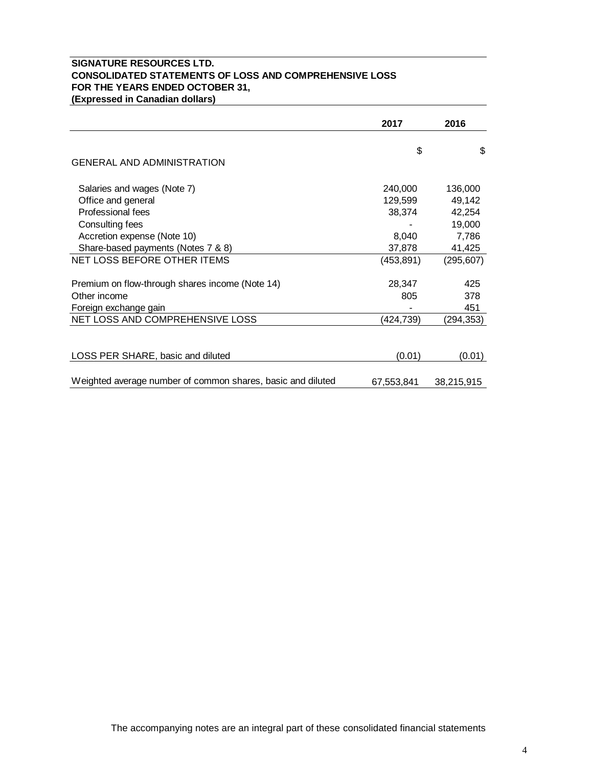**SIGNATURE RESOURCES LTD.**
**CONSOLIDATED STATEMENTS OF LOSS AND COMPREHENSIVE LOSS**
**FOR THE YEARS ENDED OCTOBER 31,**
**(Expressed in Canadian dollars)**

| | 2017 | 2016 |
|---|---|---|
| | $ | $ |
| GENERAL AND ADMINISTRATION | | |
| Salaries and wages (Note 7) | 240,000 | 136,000 |
| Office and general | 129,599 | 49,142 |
| Professional fees | 38,374 | 42,254 |
| Consulting fees | - | 19,000 |
| Accretion expense (Note 10) | 8,040 | 7,786 |
| Share-based payments (Notes 7 & 8) | 37,878 | 41,425 |
| NET LOSS BEFORE OTHER ITEMS | (453,891) | (295,607) |
| Premium on flow-through shares income (Note 14) | 28,347 | 425 |
| Other income | 805 | 378 |
| Foreign exchange gain | - | 451 |
| NET LOSS AND COMPREHENSIVE LOSS | (424,739) | (294,353) |
| LOSS PER SHARE, basic and diluted | (0.01) | (0.01) |
| Weighted average number of common shares, basic and diluted | 67,553,841 | 38,215,915 |

The accompanying notes are an integral part of these consolidated financial statements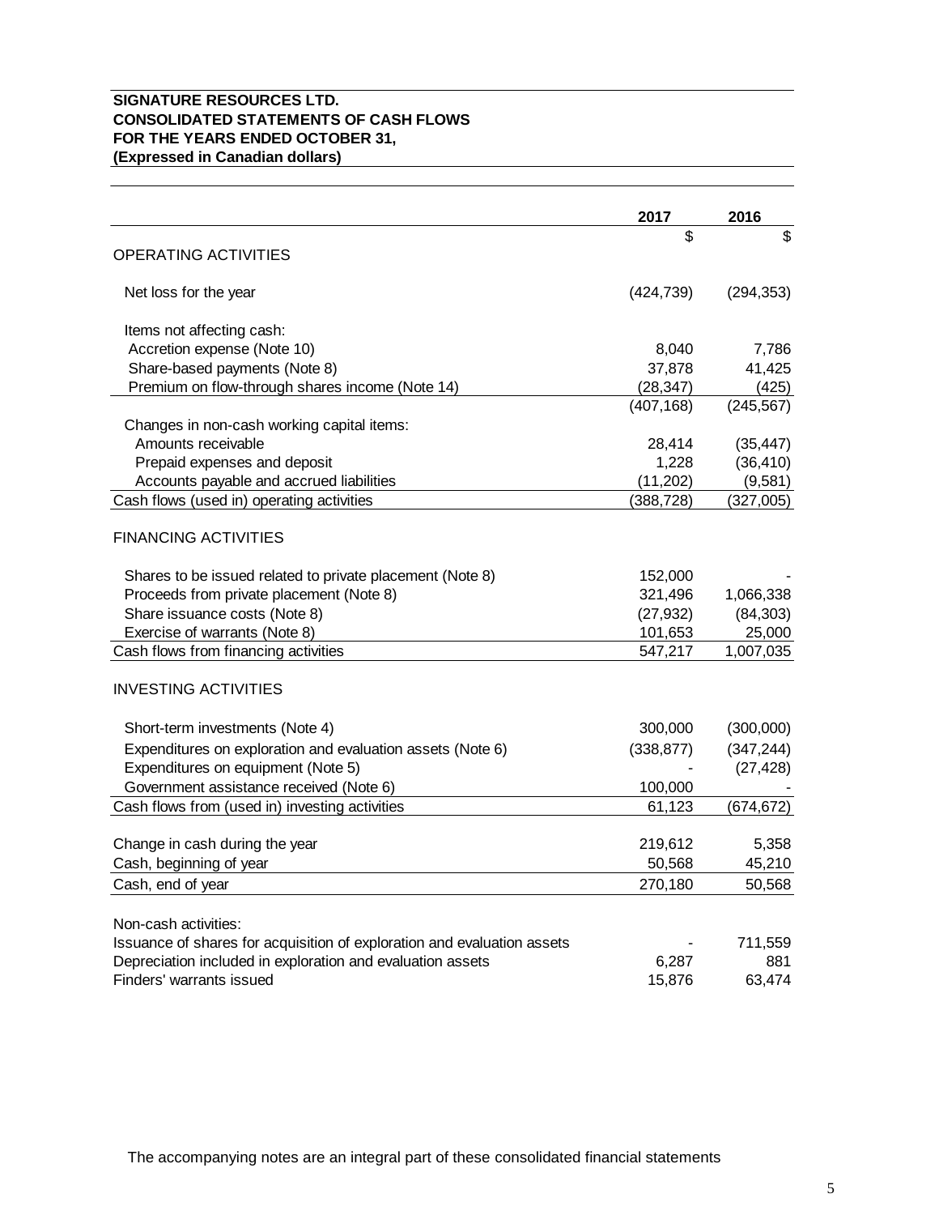**SIGNATURE RESOURCES LTD.**
**CONSOLIDATED STATEMENTS OF CASH FLOWS**
**FOR THE YEARS ENDED OCTOBER 31,**
**(Expressed in Canadian dollars)**

| | 2017 | 2016 |
|---|---|---|
| | $ | $ |
| OPERATING ACTIVITIES | | |
| Net loss for the year | (424,739) | (294,353) |
| Items not affecting cash: | | |
| Accretion expense (Note 10) | 8,040 | 7,786 |
| Share-based payments (Note 8) | 37,878 | 41,425 |
| Premium on flow-through shares income (Note 14) | (28,347) | (425) |
| | (407,168) | (245,567) |
| Changes in non-cash working capital items: | | |
| Amounts receivable | 28,414 | (35,447) |
| Prepaid expenses and deposit | 1,228 | (36,410) |
| Accounts payable and accrued liabilities | (11,202) | (9,581) |
| Cash flows (used in) operating activities | (388,728) | (327,005) |
| FINANCING ACTIVITIES | | |
| Shares to be issued related to private placement (Note 8) | 152,000 | - |
| Proceeds from private placement (Note 8) | 321,496 | 1,066,338 |
| Share issuance costs (Note 8) | (27,932) | (84,303) |
| Exercise of warrants (Note 8) | 101,653 | 25,000 |
| Cash flows from financing activities | 547,217 | 1,007,035 |
| INVESTING ACTIVITIES | | |
| Short-term investments (Note 4) | 300,000 | (300,000) |
| Expenditures on exploration and evaluation assets (Note 6) | (338,877) | (347,244) |
| Expenditures on equipment (Note 5) | - | (27,428) |
| Government assistance received (Note 6) | 100,000 | - |
| Cash flows from (used in) investing activities | 61,123 | (674,672) |
| Change in cash during the year | 219,612 | 5,358 |
| Cash, beginning of year | 50,568 | 45,210 |
| Cash, end of year | 270,180 | 50,568 |
| Non-cash activities: | | |
| Issuance of shares for acquisition of exploration and evaluation assets | - | 711,559 |
| Depreciation included in exploration and evaluation assets | 6,287 | 881 |
| Finders' warrants issued | 15,876 | 63,474 |

The accompanying notes are an integral part of these consolidated financial statements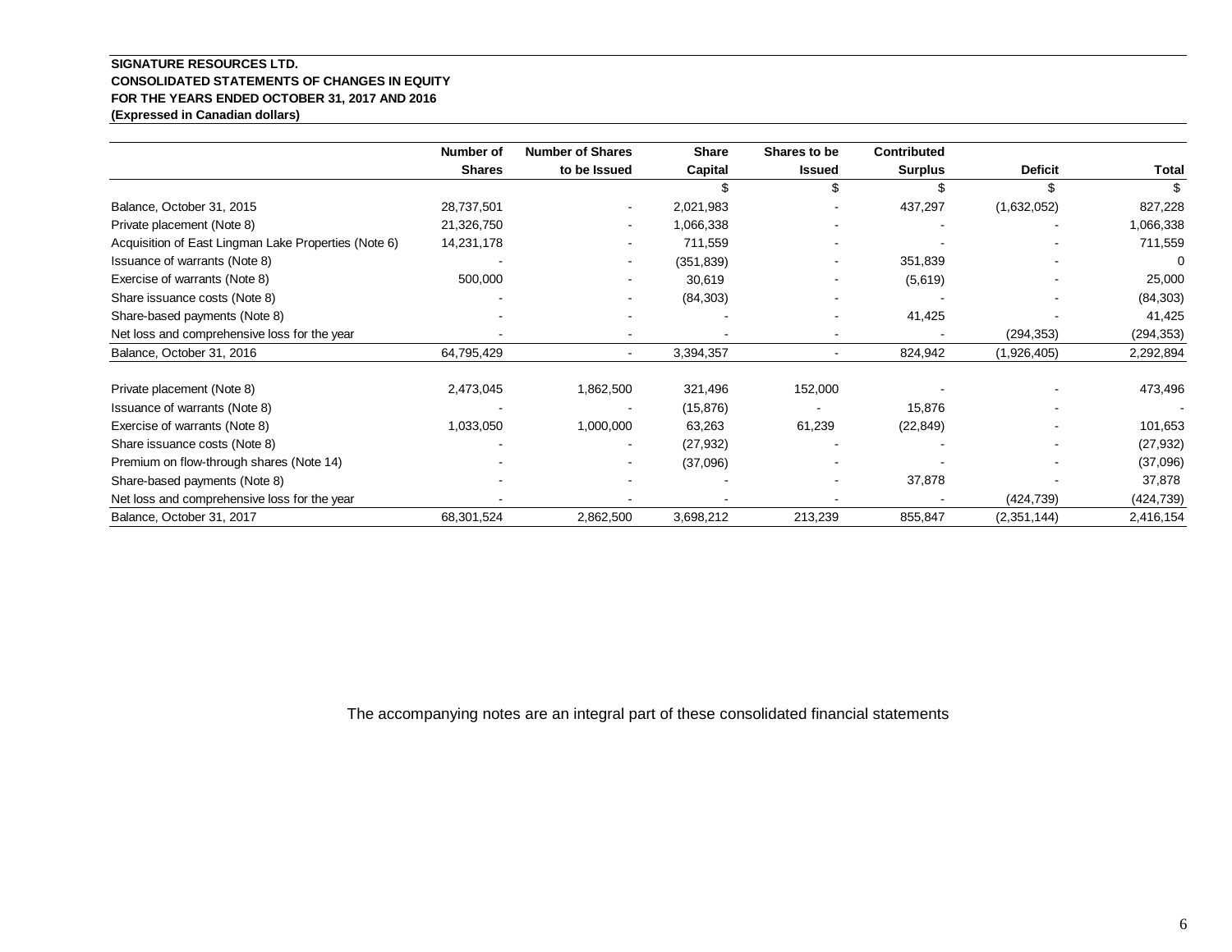**SIGNATURE RESOURCES LTD.**
**CONSOLIDATED STATEMENTS OF CHANGES IN EQUITY**
**FOR THE YEARS ENDED OCTOBER 31, 2017 AND 2016**
**(Expressed in Canadian dollars)**

| | Number of Shares | Number of Shares to be Issued | Share Capital | Shares to be Issued | Contributed Surplus | Deficit | Total |
|---|---|---|---|---|---|---|---|
| | | | $ | $ | $ | $ | $ |
| Balance, October 31, 2015 | 28,737,501 | - | 2,021,983 | - | 437,297 | (1,632,052) | 827,228 |
| Private placement (Note 8) | 21,326,750 | - | 1,066,338 | - | - | - | 1,066,338 |
| Acquisition of East Lingman Lake Properties (Note 6) | 14,231,178 | - | 711,559 | - | - | - | 711,559 |
| Issuance of warrants (Note 8) | - | - | (351,839) | - | 351,839 | - | 0 |
| Exercise of warrants (Note 8) | 500,000 | - | 30,619 | - | (5,619) | - | 25,000 |
| Share issuance costs (Note 8) | - | - | (84,303) | - | - | - | (84,303) |
| Share-based payments (Note 8) | - | - | - | - | 41,425 | - | 41,425 |
| Net loss and comprehensive loss for the year | - | - | - | - | - | (294,353) | (294,353) |
| Balance, October 31, 2016 | 64,795,429 | - | 3,394,357 | - | 824,942 | (1,926,405) | 2,292,894 |
| | | | | | | | |
| Private placement (Note 8) | 2,473,045 | 1,862,500 | 321,496 | 152,000 | - | - | 473,496 |
| Issuance of warrants (Note 8) | - | - | (15,876) | - | 15,876 | - | - |
| Exercise of warrants (Note 8) | 1,033,050 | 1,000,000 | 63,263 | 61,239 | (22,849) | - | 101,653 |
| Share issuance costs (Note 8) | - | - | (27,932) | - | - | - | (27,932) |
| Premium on flow-through shares (Note 14) | - | - | (37,096) | - | - | - | (37,096) |
| Share-based payments (Note 8) | - | - | - | - | 37,878 | - | 37,878 |
| Net loss and comprehensive loss for the year | - | - | - | - | - | (424,739) | (424,739) |
| Balance, October 31, 2017 | 68,301,524 | 2,862,500 | 3,698,212 | 213,239 | 855,847 | (2,351,144) | 2,416,154 |

The accompanying notes are an integral part of these consolidated financial statements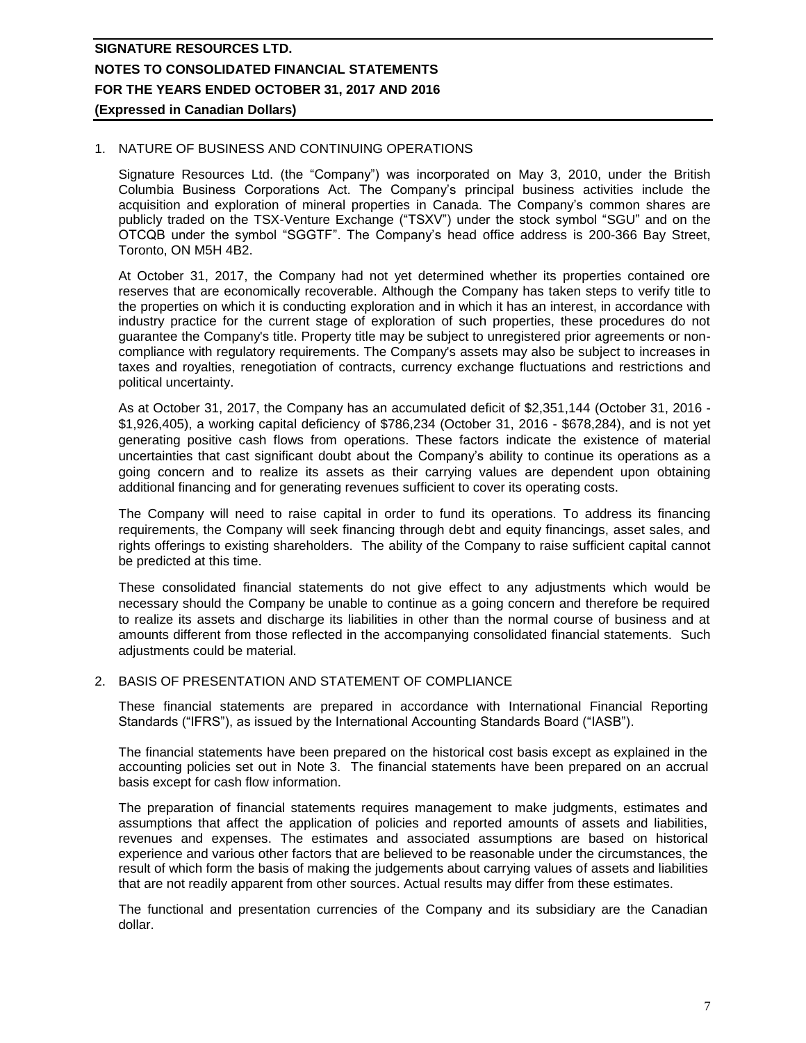## 1. NATURE OF BUSINESS AND CONTINUING OPERATIONS

Signature Resources Ltd. (the "Company") was incorporated on May 3, 2010, under the British Columbia Business Corporations Act. The Company's principal business activities include the acquisition and exploration of mineral properties in Canada. The Company's common shares are publicly traded on the TSX-Venture Exchange ("TSXV") under the stock symbol "SGU" and on the OTCQB under the symbol "SGGTF". The Company's head office address is 200-366 Bay Street, Toronto, ON M5H 4B2.

At October 31, 2017, the Company had not yet determined whether its properties contained ore reserves that are economically recoverable. Although the Company has taken steps to verify title to the properties on which it is conducting exploration and in which it has an interest, in accordance with industry practice for the current stage of exploration of such properties, these procedures do not guarantee the Company's title. Property title may be subject to unregistered prior agreements or non-compliance with regulatory requirements. The Company's assets may also be subject to increases in taxes and royalties, renegotiation of contracts, currency exchange fluctuations and restrictions and political uncertainty.

As at October 31, 2017, the Company has an accumulated deficit of $2,351,144 (October 31, 2016 - $1,926,405), a working capital deficiency of $786,234 (October 31, 2016 - $678,284), and is not yet generating positive cash flows from operations. These factors indicate the existence of material uncertainties that cast significant doubt about the Company's ability to continue its operations as a going concern and to realize its assets as their carrying values are dependent upon obtaining additional financing and for generating revenues sufficient to cover its operating costs.

The Company will need to raise capital in order to fund its operations. To address its financing requirements, the Company will seek financing through debt and equity financings, asset sales, and rights offerings to existing shareholders. The ability of the Company to raise sufficient capital cannot be predicted at this time.

These consolidated financial statements do not give effect to any adjustments which would be necessary should the Company be unable to continue as a going concern and therefore be required to realize its assets and discharge its liabilities in other than the normal course of business and at amounts different from those reflected in the accompanying consolidated financial statements. Such adjustments could be material.

## 2. BASIS OF PRESENTATION AND STATEMENT OF COMPLIANCE

These financial statements are prepared in accordance with International Financial Reporting Standards ("IFRS"), as issued by the International Accounting Standards Board ("IASB").

The financial statements have been prepared on the historical cost basis except as explained in the accounting policies set out in Note 3. The financial statements have been prepared on an accrual basis except for cash flow information.

The preparation of financial statements requires management to make judgments, estimates and assumptions that affect the application of policies and reported amounts of assets and liabilities, revenues and expenses. The estimates and associated assumptions are based on historical experience and various other factors that are believed to be reasonable under the circumstances, the result of which form the basis of making the judgements about carrying values of assets and liabilities that are not readily apparent from other sources. Actual results may differ from these estimates.

The functional and presentation currencies of the Company and its subsidiary are the Canadian dollar.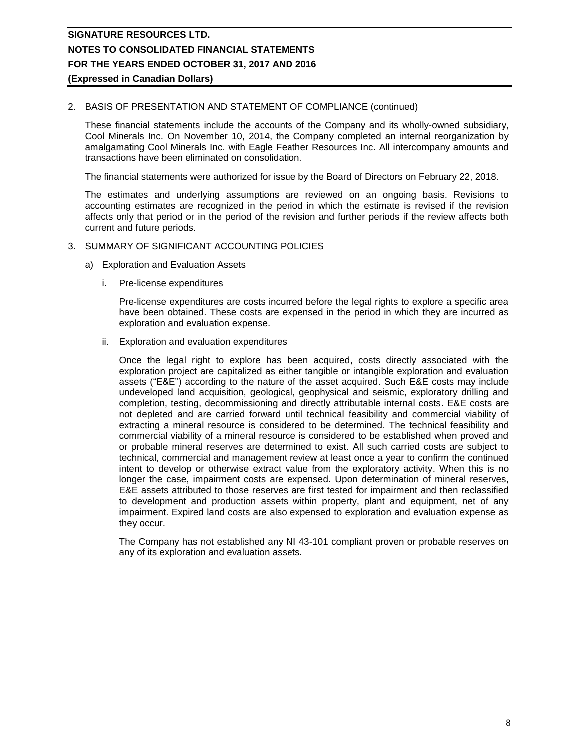## 2. BASIS OF PRESENTATION AND STATEMENT OF COMPLIANCE (continued)

These financial statements include the accounts of the Company and its wholly-owned subsidiary, Cool Minerals Inc. On November 10, 2014, the Company completed an internal reorganization by amalgamating Cool Minerals Inc. with Eagle Feather Resources Inc. All intercompany amounts and transactions have been eliminated on consolidation.

The financial statements were authorized for issue by the Board of Directors on February 22, 2018.

The estimates and underlying assumptions are reviewed on an ongoing basis. Revisions to accounting estimates are recognized in the period in which the estimate is revised if the revision affects only that period or in the period of the revision and further periods if the review affects both current and future periods.

## 3. SUMMARY OF SIGNIFICANT ACCOUNTING POLICIES

### a) Exploration and Evaluation Assets

#### i. Pre-license expenditures

Pre-license expenditures are costs incurred before the legal rights to explore a specific area have been obtained. These costs are expensed in the period in which they are incurred as exploration and evaluation expense.

#### ii. Exploration and evaluation expenditures

Once the legal right to explore has been acquired, costs directly associated with the exploration project are capitalized as either tangible or intangible exploration and evaluation assets ("E&E") according to the nature of the asset acquired. Such E&E costs may include undeveloped land acquisition, geological, geophysical and seismic, exploratory drilling and completion, testing, decommissioning and directly attributable internal costs. E&E costs are not depleted and are carried forward until technical feasibility and commercial viability of extracting a mineral resource is considered to be determined. The technical feasibility and commercial viability of a mineral resource is considered to be established when proved and or probable mineral reserves are determined to exist. All such carried costs are subject to technical, commercial and management review at least once a year to confirm the continued intent to develop or otherwise extract value from the exploratory activity. When this is no longer the case, impairment costs are expensed. Upon determination of mineral reserves, E&E assets attributed to those reserves are first tested for impairment and then reclassified to development and production assets within property, plant and equipment, net of any impairment. Expired land costs are also expensed to exploration and evaluation expense as they occur.

The Company has not established any NI 43-101 compliant proven or probable reserves on any of its exploration and evaluation assets.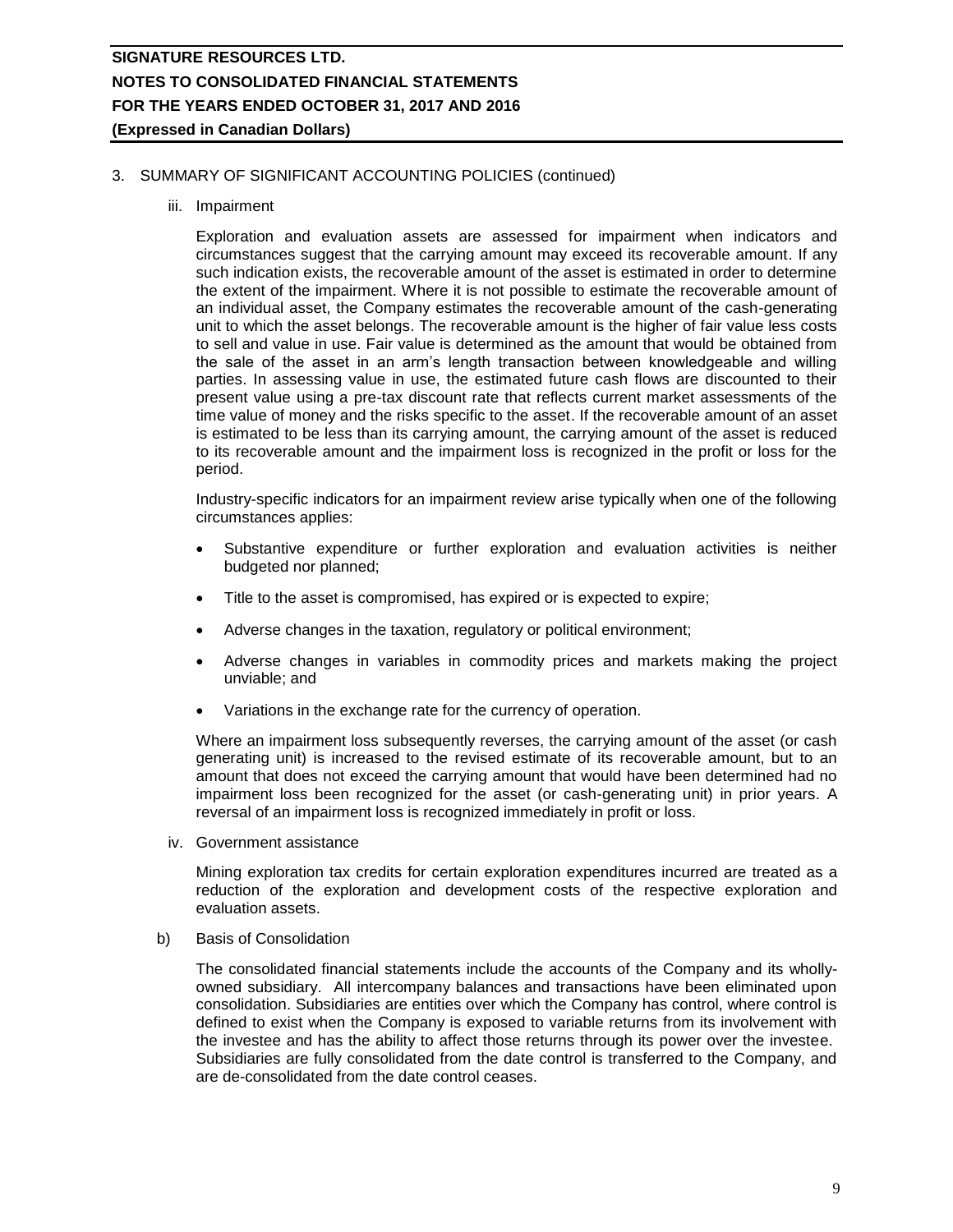3. SUMMARY OF SIGNIFICANT ACCOUNTING POLICIES (continued)

iii. Impairment

Exploration and evaluation assets are assessed for impairment when indicators and circumstances suggest that the carrying amount may exceed its recoverable amount. If any such indication exists, the recoverable amount of the asset is estimated in order to determine the extent of the impairment. Where it is not possible to estimate the recoverable amount of an individual asset, the Company estimates the recoverable amount of the cash-generating unit to which the asset belongs. The recoverable amount is the higher of fair value less costs to sell and value in use. Fair value is determined as the amount that would be obtained from the sale of the asset in an arm's length transaction between knowledgeable and willing parties. In assessing value in use, the estimated future cash flows are discounted to their present value using a pre-tax discount rate that reflects current market assessments of the time value of money and the risks specific to the asset. If the recoverable amount of an asset is estimated to be less than its carrying amount, the carrying amount of the asset is reduced to its recoverable amount and the impairment loss is recognized in the profit or loss for the period.

Industry-specific indicators for an impairment review arise typically when one of the following circumstances applies:

- Substantive expenditure or further exploration and evaluation activities is neither budgeted nor planned;
- Title to the asset is compromised, has expired or is expected to expire;
- Adverse changes in the taxation, regulatory or political environment;
- Adverse changes in variables in commodity prices and markets making the project unviable; and
- Variations in the exchange rate for the currency of operation.

Where an impairment loss subsequently reverses, the carrying amount of the asset (or cash generating unit) is increased to the revised estimate of its recoverable amount, but to an amount that does not exceed the carrying amount that would have been determined had no impairment loss been recognized for the asset (or cash-generating unit) in prior years. A reversal of an impairment loss is recognized immediately in profit or loss.

iv. Government assistance

Mining exploration tax credits for certain exploration expenditures incurred are treated as a reduction of the exploration and development costs of the respective exploration and evaluation assets.

b) Basis of Consolidation

The consolidated financial statements include the accounts of the Company and its wholly-owned subsidiary. All intercompany balances and transactions have been eliminated upon consolidation. Subsidiaries are entities over which the Company has control, where control is defined to exist when the Company is exposed to variable returns from its involvement with the investee and has the ability to affect those returns through its power over the investee. Subsidiaries are fully consolidated from the date control is transferred to the Company, and are de-consolidated from the date control ceases.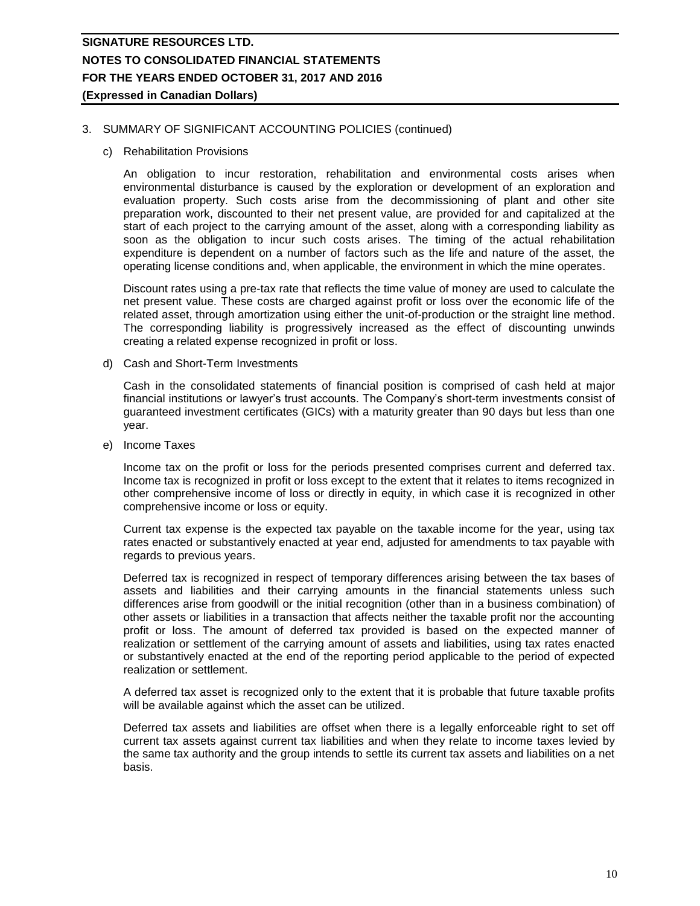## 3. SUMMARY OF SIGNIFICANT ACCOUNTING POLICIES (continued)

### c) Rehabilitation Provisions

An obligation to incur restoration, rehabilitation and environmental costs arises when environmental disturbance is caused by the exploration or development of an exploration and evaluation property. Such costs arise from the decommissioning of plant and other site preparation work, discounted to their net present value, are provided for and capitalized at the start of each project to the carrying amount of the asset, along with a corresponding liability as soon as the obligation to incur such costs arises. The timing of the actual rehabilitation expenditure is dependent on a number of factors such as the life and nature of the asset, the operating license conditions and, when applicable, the environment in which the mine operates.

Discount rates using a pre-tax rate that reflects the time value of money are used to calculate the net present value. These costs are charged against profit or loss over the economic life of the related asset, through amortization using either the unit-of-production or the straight line method. The corresponding liability is progressively increased as the effect of discounting unwinds creating a related expense recognized in profit or loss.

### d) Cash and Short-Term Investments

Cash in the consolidated statements of financial position is comprised of cash held at major financial institutions or lawyer's trust accounts. The Company's short-term investments consist of guaranteed investment certificates (GICs) with a maturity greater than 90 days but less than one year.

### e) Income Taxes

Income tax on the profit or loss for the periods presented comprises current and deferred tax. Income tax is recognized in profit or loss except to the extent that it relates to items recognized in other comprehensive income of loss or directly in equity, in which case it is recognized in other comprehensive income or loss or equity.

Current tax expense is the expected tax payable on the taxable income for the year, using tax rates enacted or substantively enacted at year end, adjusted for amendments to tax payable with regards to previous years.

Deferred tax is recognized in respect of temporary differences arising between the tax bases of assets and liabilities and their carrying amounts in the financial statements unless such differences arise from goodwill or the initial recognition (other than in a business combination) of other assets or liabilities in a transaction that affects neither the taxable profit nor the accounting profit or loss. The amount of deferred tax provided is based on the expected manner of realization or settlement of the carrying amount of assets and liabilities, using tax rates enacted or substantively enacted at the end of the reporting period applicable to the period of expected realization or settlement.

A deferred tax asset is recognized only to the extent that it is probable that future taxable profits will be available against which the asset can be utilized.

Deferred tax assets and liabilities are offset when there is a legally enforceable right to set off current tax assets against current tax liabilities and when they relate to income taxes levied by the same tax authority and the group intends to settle its current tax assets and liabilities on a net basis.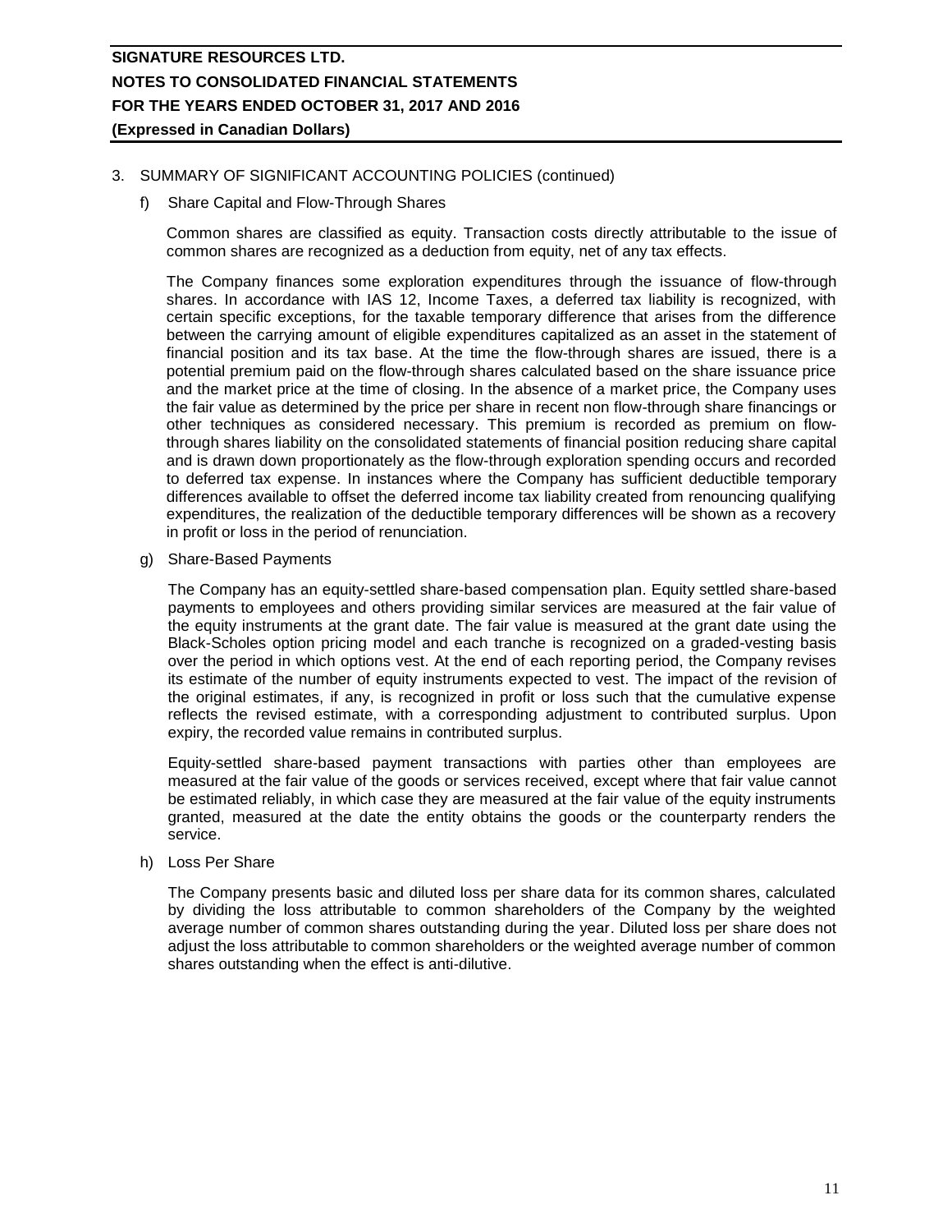## 3. SUMMARY OF SIGNIFICANT ACCOUNTING POLICIES (continued)

### f) Share Capital and Flow-Through Shares

Common shares are classified as equity. Transaction costs directly attributable to the issue of common shares are recognized as a deduction from equity, net of any tax effects.

The Company finances some exploration expenditures through the issuance of flow-through shares. In accordance with IAS 12, Income Taxes, a deferred tax liability is recognized, with certain specific exceptions, for the taxable temporary difference that arises from the difference between the carrying amount of eligible expenditures capitalized as an asset in the statement of financial position and its tax base. At the time the flow-through shares are issued, there is a potential premium paid on the flow-through shares calculated based on the share issuance price and the market price at the time of closing. In the absence of a market price, the Company uses the fair value as determined by the price per share in recent non flow-through share financings or other techniques as considered necessary. This premium is recorded as premium on flow-through shares liability on the consolidated statements of financial position reducing share capital and is drawn down proportionately as the flow-through exploration spending occurs and recorded to deferred tax expense. In instances where the Company has sufficient deductible temporary differences available to offset the deferred income tax liability created from renouncing qualifying expenditures, the realization of the deductible temporary differences will be shown as a recovery in profit or loss in the period of renunciation.

### g) Share-Based Payments

The Company has an equity-settled share-based compensation plan. Equity settled share-based payments to employees and others providing similar services are measured at the fair value of the equity instruments at the grant date. The fair value is measured at the grant date using the Black-Scholes option pricing model and each tranche is recognized on a graded-vesting basis over the period in which options vest. At the end of each reporting period, the Company revises its estimate of the number of equity instruments expected to vest. The impact of the revision of the original estimates, if any, is recognized in profit or loss such that the cumulative expense reflects the revised estimate, with a corresponding adjustment to contributed surplus. Upon expiry, the recorded value remains in contributed surplus.

Equity-settled share-based payment transactions with parties other than employees are measured at the fair value of the goods or services received, except where that fair value cannot be estimated reliably, in which case they are measured at the fair value of the equity instruments granted, measured at the date the entity obtains the goods or the counterparty renders the service.

### h) Loss Per Share

The Company presents basic and diluted loss per share data for its common shares, calculated by dividing the loss attributable to common shareholders of the Company by the weighted average number of common shares outstanding during the year. Diluted loss per share does not adjust the loss attributable to common shareholders or the weighted average number of common shares outstanding when the effect is anti-dilutive.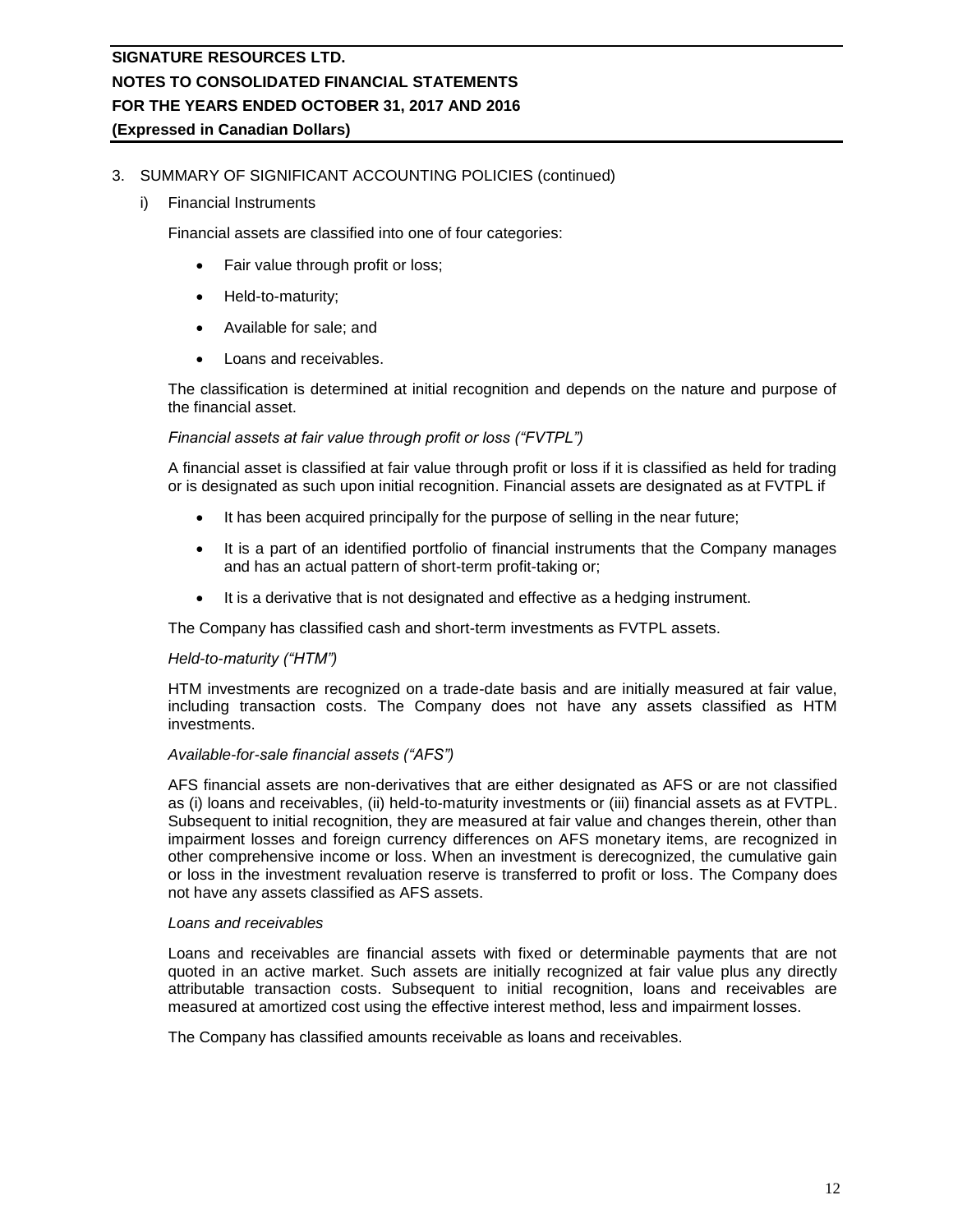3. SUMMARY OF SIGNIFICANT ACCOUNTING POLICIES (continued)

i) Financial Instruments

Financial assets are classified into one of four categories:

- Fair value through profit or loss;
- Held-to-maturity;
- Available for sale; and
- Loans and receivables.

The classification is determined at initial recognition and depends on the nature and purpose of the financial asset.

*Financial assets at fair value through profit or loss ("FVTPL")*

A financial asset is classified at fair value through profit or loss if it is classified as held for trading or is designated as such upon initial recognition. Financial assets are designated as at FVTPL if

- It has been acquired principally for the purpose of selling in the near future;
- It is a part of an identified portfolio of financial instruments that the Company manages and has an actual pattern of short-term profit-taking or;
- It is a derivative that is not designated and effective as a hedging instrument.

The Company has classified cash and short-term investments as FVTPL assets.

*Held-to-maturity ("HTM")*

HTM investments are recognized on a trade-date basis and are initially measured at fair value, including transaction costs. The Company does not have any assets classified as HTM investments.

*Available-for-sale financial assets ("AFS")*

AFS financial assets are non-derivatives that are either designated as AFS or are not classified as (i) loans and receivables, (ii) held-to-maturity investments or (iii) financial assets as at FVTPL. Subsequent to initial recognition, they are measured at fair value and changes therein, other than impairment losses and foreign currency differences on AFS monetary items, are recognized in other comprehensive income or loss. When an investment is derecognized, the cumulative gain or loss in the investment revaluation reserve is transferred to profit or loss. The Company does not have any assets classified as AFS assets.

*Loans and receivables*

Loans and receivables are financial assets with fixed or determinable payments that are not quoted in an active market. Such assets are initially recognized at fair value plus any directly attributable transaction costs. Subsequent to initial recognition, loans and receivables are measured at amortized cost using the effective interest method, less and impairment losses.

The Company has classified amounts receivable as loans and receivables.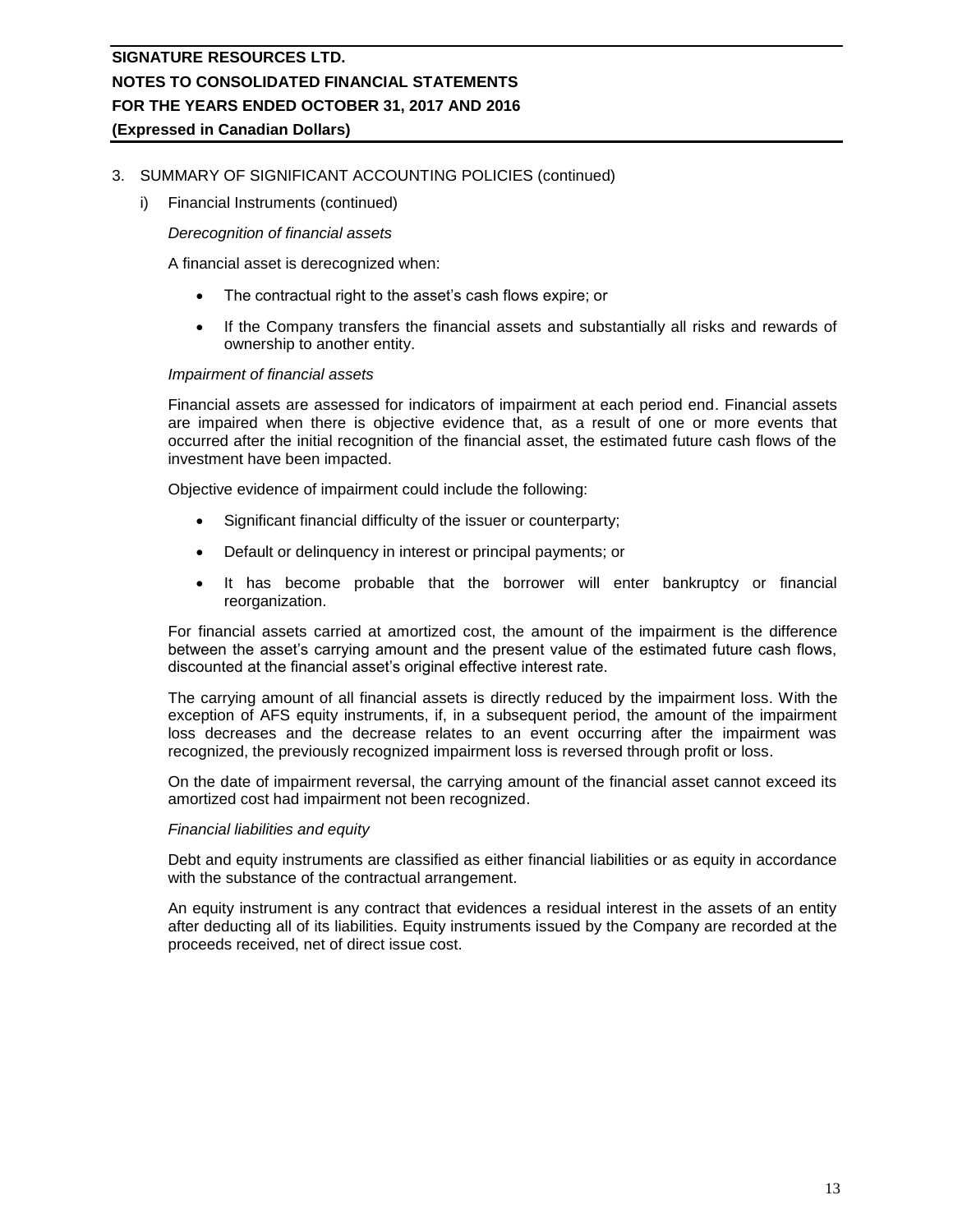3. SUMMARY OF SIGNIFICANT ACCOUNTING POLICIES (continued)

i) Financial Instruments (continued)

*Derecognition of financial assets*

A financial asset is derecognized when:

- The contractual right to the asset's cash flows expire; or
- If the Company transfers the financial assets and substantially all risks and rewards of ownership to another entity.

*Impairment of financial assets*

Financial assets are assessed for indicators of impairment at each period end. Financial assets are impaired when there is objective evidence that, as a result of one or more events that occurred after the initial recognition of the financial asset, the estimated future cash flows of the investment have been impacted.

Objective evidence of impairment could include the following:

- Significant financial difficulty of the issuer or counterparty;
- Default or delinquency in interest or principal payments; or
- It has become probable that the borrower will enter bankruptcy or financial reorganization.

For financial assets carried at amortized cost, the amount of the impairment is the difference between the asset's carrying amount and the present value of the estimated future cash flows, discounted at the financial asset's original effective interest rate.

The carrying amount of all financial assets is directly reduced by the impairment loss. With the exception of AFS equity instruments, if, in a subsequent period, the amount of the impairment loss decreases and the decrease relates to an event occurring after the impairment was recognized, the previously recognized impairment loss is reversed through profit or loss.

On the date of impairment reversal, the carrying amount of the financial asset cannot exceed its amortized cost had impairment not been recognized.

*Financial liabilities and equity*

Debt and equity instruments are classified as either financial liabilities or as equity in accordance with the substance of the contractual arrangement.

An equity instrument is any contract that evidences a residual interest in the assets of an entity after deducting all of its liabilities. Equity instruments issued by the Company are recorded at the proceeds received, net of direct issue cost.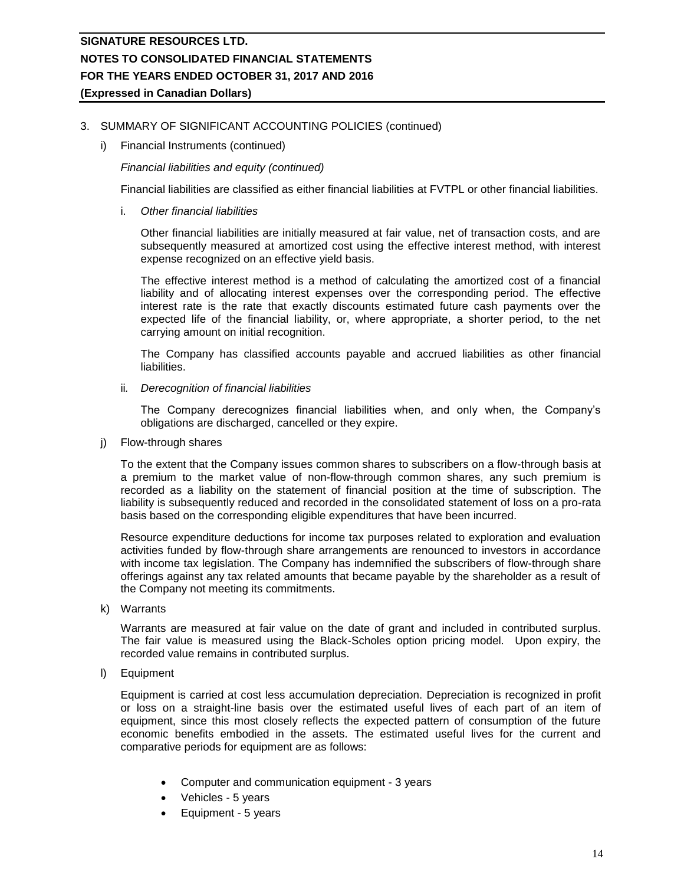3. SUMMARY OF SIGNIFICANT ACCOUNTING POLICIES (continued)

i) Financial Instruments (continued)

*Financial liabilities and equity (continued)*

Financial liabilities are classified as either financial liabilities at FVTPL or other financial liabilities.

i. *Other financial liabilities*

Other financial liabilities are initially measured at fair value, net of transaction costs, and are subsequently measured at amortized cost using the effective interest method, with interest expense recognized on an effective yield basis.

The effective interest method is a method of calculating the amortized cost of a financial liability and of allocating interest expenses over the corresponding period. The effective interest rate is the rate that exactly discounts estimated future cash payments over the expected life of the financial liability, or, where appropriate, a shorter period, to the net carrying amount on initial recognition.

The Company has classified accounts payable and accrued liabilities as other financial liabilities.

ii. *Derecognition of financial liabilities*

The Company derecognizes financial liabilities when, and only when, the Company's obligations are discharged, cancelled or they expire.

j) Flow-through shares

To the extent that the Company issues common shares to subscribers on a flow-through basis at a premium to the market value of non-flow-through common shares, any such premium is recorded as a liability on the statement of financial position at the time of subscription. The liability is subsequently reduced and recorded in the consolidated statement of loss on a pro-rata basis based on the corresponding eligible expenditures that have been incurred.

Resource expenditure deductions for income tax purposes related to exploration and evaluation activities funded by flow-through share arrangements are renounced to investors in accordance with income tax legislation. The Company has indemnified the subscribers of flow-through share offerings against any tax related amounts that became payable by the shareholder as a result of the Company not meeting its commitments.

k) Warrants

Warrants are measured at fair value on the date of grant and included in contributed surplus. The fair value is measured using the Black-Scholes option pricing model. Upon expiry, the recorded value remains in contributed surplus.

l) Equipment

Equipment is carried at cost less accumulation depreciation. Depreciation is recognized in profit or loss on a straight-line basis over the estimated useful lives of each part of an item of equipment, since this most closely reflects the expected pattern of consumption of the future economic benefits embodied in the assets. The estimated useful lives for the current and comparative periods for equipment are as follows:

- Computer and communication equipment - 3 years
- Vehicles - 5 years
- Equipment - 5 years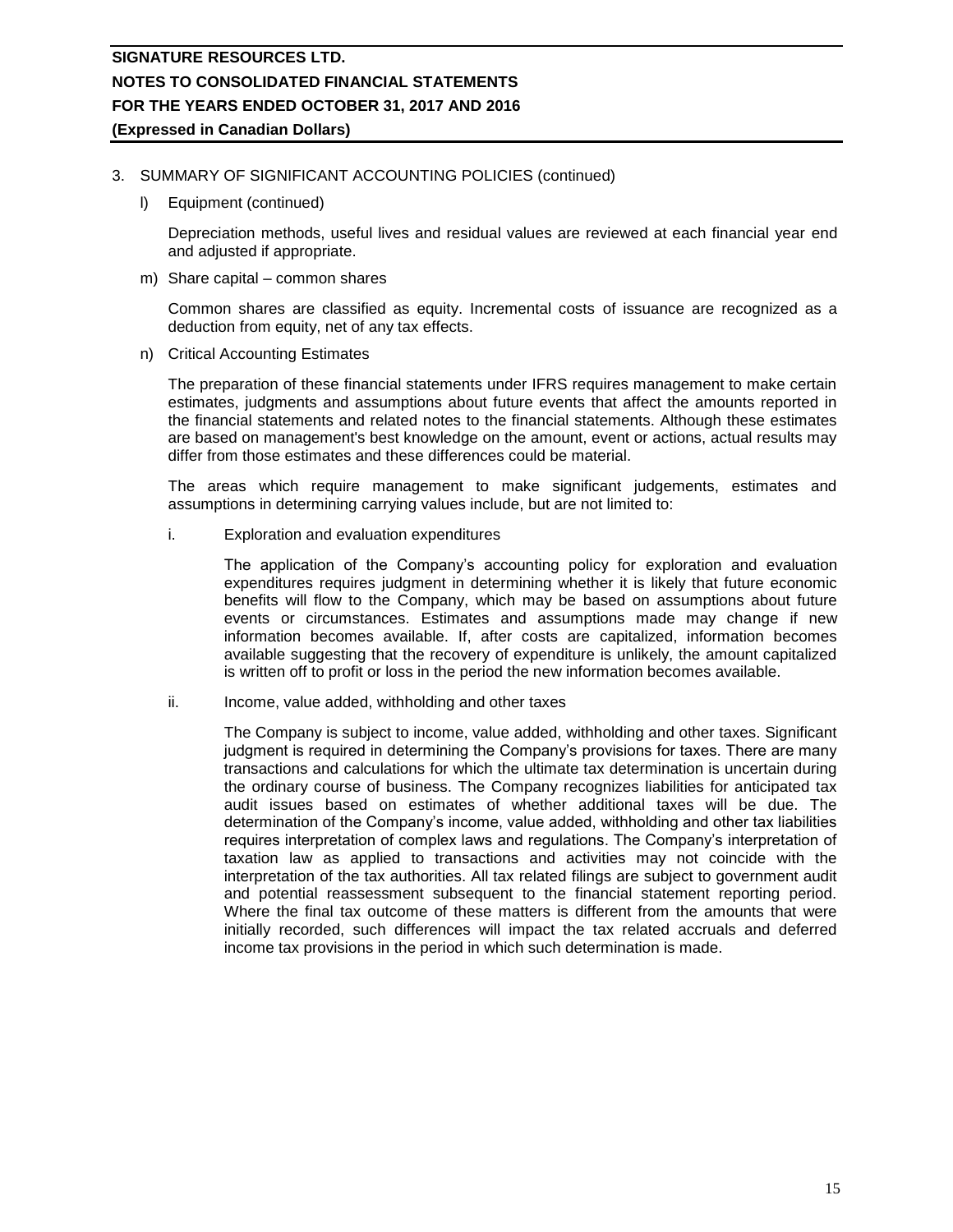3. SUMMARY OF SIGNIFICANT ACCOUNTING POLICIES (continued)

l) Equipment (continued)

Depreciation methods, useful lives and residual values are reviewed at each financial year end and adjusted if appropriate.

m) Share capital – common shares

Common shares are classified as equity. Incremental costs of issuance are recognized as a deduction from equity, net of any tax effects.

n) Critical Accounting Estimates

The preparation of these financial statements under IFRS requires management to make certain estimates, judgments and assumptions about future events that affect the amounts reported in the financial statements and related notes to the financial statements. Although these estimates are based on management's best knowledge on the amount, event or actions, actual results may differ from those estimates and these differences could be material.

The areas which require management to make significant judgements, estimates and assumptions in determining carrying values include, but are not limited to:

i. Exploration and evaluation expenditures

The application of the Company's accounting policy for exploration and evaluation expenditures requires judgment in determining whether it is likely that future economic benefits will flow to the Company, which may be based on assumptions about future events or circumstances. Estimates and assumptions made may change if new information becomes available. If, after costs are capitalized, information becomes available suggesting that the recovery of expenditure is unlikely, the amount capitalized is written off to profit or loss in the period the new information becomes available.

ii. Income, value added, withholding and other taxes

The Company is subject to income, value added, withholding and other taxes. Significant judgment is required in determining the Company's provisions for taxes. There are many transactions and calculations for which the ultimate tax determination is uncertain during the ordinary course of business. The Company recognizes liabilities for anticipated tax audit issues based on estimates of whether additional taxes will be due. The determination of the Company's income, value added, withholding and other tax liabilities requires interpretation of complex laws and regulations. The Company's interpretation of taxation law as applied to transactions and activities may not coincide with the interpretation of the tax authorities. All tax related filings are subject to government audit and potential reassessment subsequent to the financial statement reporting period. Where the final tax outcome of these matters is different from the amounts that were initially recorded, such differences will impact the tax related accruals and deferred income tax provisions in the period in which such determination is made.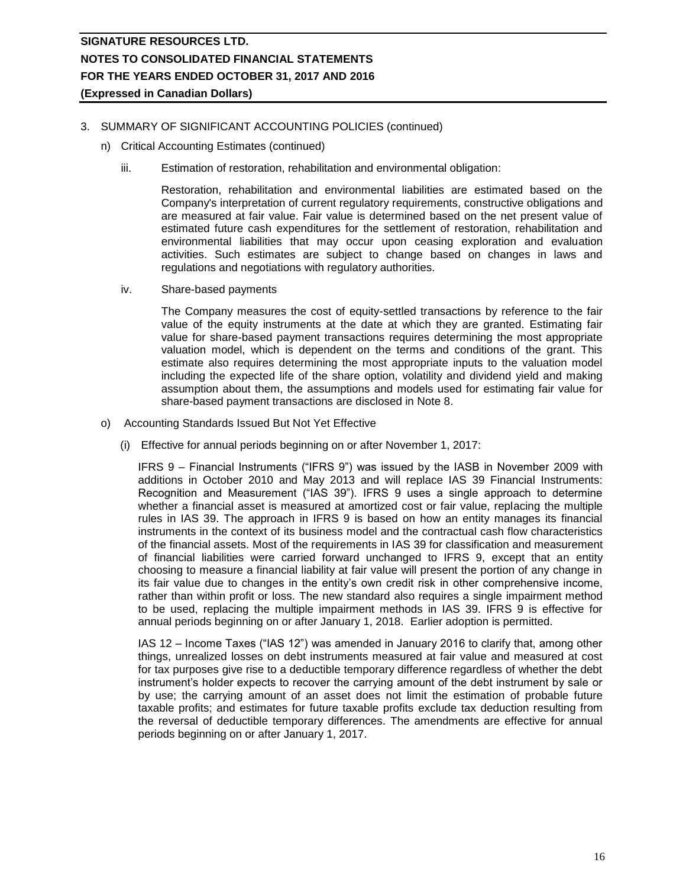3. SUMMARY OF SIGNIFICANT ACCOUNTING POLICIES (continued)

n) Critical Accounting Estimates (continued)

iii. Estimation of restoration, rehabilitation and environmental obligation:

Restoration, rehabilitation and environmental liabilities are estimated based on the Company's interpretation of current regulatory requirements, constructive obligations and are measured at fair value. Fair value is determined based on the net present value of estimated future cash expenditures for the settlement of restoration, rehabilitation and environmental liabilities that may occur upon ceasing exploration and evaluation activities. Such estimates are subject to change based on changes in laws and regulations and negotiations with regulatory authorities.

iv. Share-based payments

The Company measures the cost of equity-settled transactions by reference to the fair value of the equity instruments at the date at which they are granted. Estimating fair value for share-based payment transactions requires determining the most appropriate valuation model, which is dependent on the terms and conditions of the grant. This estimate also requires determining the most appropriate inputs to the valuation model including the expected life of the share option, volatility and dividend yield and making assumption about them, the assumptions and models used for estimating fair value for share-based payment transactions are disclosed in Note 8.

o) Accounting Standards Issued But Not Yet Effective

(i) Effective for annual periods beginning on or after November 1, 2017:

IFRS 9 – Financial Instruments ("IFRS 9") was issued by the IASB in November 2009 with additions in October 2010 and May 2013 and will replace IAS 39 Financial Instruments: Recognition and Measurement ("IAS 39"). IFRS 9 uses a single approach to determine whether a financial asset is measured at amortized cost or fair value, replacing the multiple rules in IAS 39. The approach in IFRS 9 is based on how an entity manages its financial instruments in the context of its business model and the contractual cash flow characteristics of the financial assets. Most of the requirements in IAS 39 for classification and measurement of financial liabilities were carried forward unchanged to IFRS 9, except that an entity choosing to measure a financial liability at fair value will present the portion of any change in its fair value due to changes in the entity's own credit risk in other comprehensive income, rather than within profit or loss. The new standard also requires a single impairment method to be used, replacing the multiple impairment methods in IAS 39. IFRS 9 is effective for annual periods beginning on or after January 1, 2018. Earlier adoption is permitted.

IAS 12 – Income Taxes ("IAS 12") was amended in January 2016 to clarify that, among other things, unrealized losses on debt instruments measured at fair value and measured at cost for tax purposes give rise to a deductible temporary difference regardless of whether the debt instrument's holder expects to recover the carrying amount of the debt instrument by sale or by use; the carrying amount of an asset does not limit the estimation of probable future taxable profits; and estimates for future taxable profits exclude tax deduction resulting from the reversal of deductible temporary differences. The amendments are effective for annual periods beginning on or after January 1, 2017.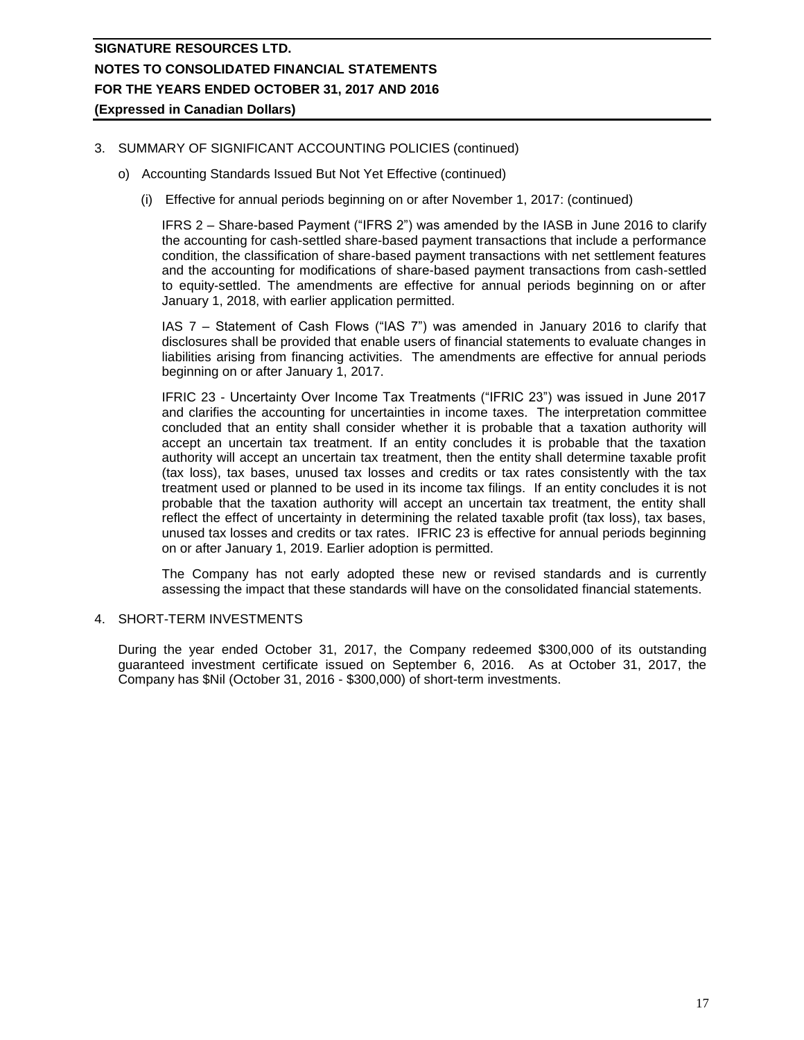3. SUMMARY OF SIGNIFICANT ACCOUNTING POLICIES (continued)

o) Accounting Standards Issued But Not Yet Effective (continued)

(i) Effective for annual periods beginning on or after November 1, 2017: (continued)

IFRS 2 – Share-based Payment ("IFRS 2") was amended by the IASB in June 2016 to clarify the accounting for cash-settled share-based payment transactions that include a performance condition, the classification of share-based payment transactions with net settlement features and the accounting for modifications of share-based payment transactions from cash-settled to equity-settled. The amendments are effective for annual periods beginning on or after January 1, 2018, with earlier application permitted.

IAS 7 – Statement of Cash Flows ("IAS 7") was amended in January 2016 to clarify that disclosures shall be provided that enable users of financial statements to evaluate changes in liabilities arising from financing activities. The amendments are effective for annual periods beginning on or after January 1, 2017.

IFRIC 23 - Uncertainty Over Income Tax Treatments ("IFRIC 23") was issued in June 2017 and clarifies the accounting for uncertainties in income taxes. The interpretation committee concluded that an entity shall consider whether it is probable that a taxation authority will accept an uncertain tax treatment. If an entity concludes it is probable that the taxation authority will accept an uncertain tax treatment, then the entity shall determine taxable profit (tax loss), tax bases, unused tax losses and credits or tax rates consistently with the tax treatment used or planned to be used in its income tax filings. If an entity concludes it is not probable that the taxation authority will accept an uncertain tax treatment, the entity shall reflect the effect of uncertainty in determining the related taxable profit (tax loss), tax bases, unused tax losses and credits or tax rates. IFRIC 23 is effective for annual periods beginning on or after January 1, 2019. Earlier adoption is permitted.

The Company has not early adopted these new or revised standards and is currently assessing the impact that these standards will have on the consolidated financial statements.

4. SHORT-TERM INVESTMENTS

During the year ended October 31, 2017, the Company redeemed $300,000 of its outstanding guaranteed investment certificate issued on September 6, 2016. As at October 31, 2017, the Company has $Nil (October 31, 2016 - $300,000) of short-term investments.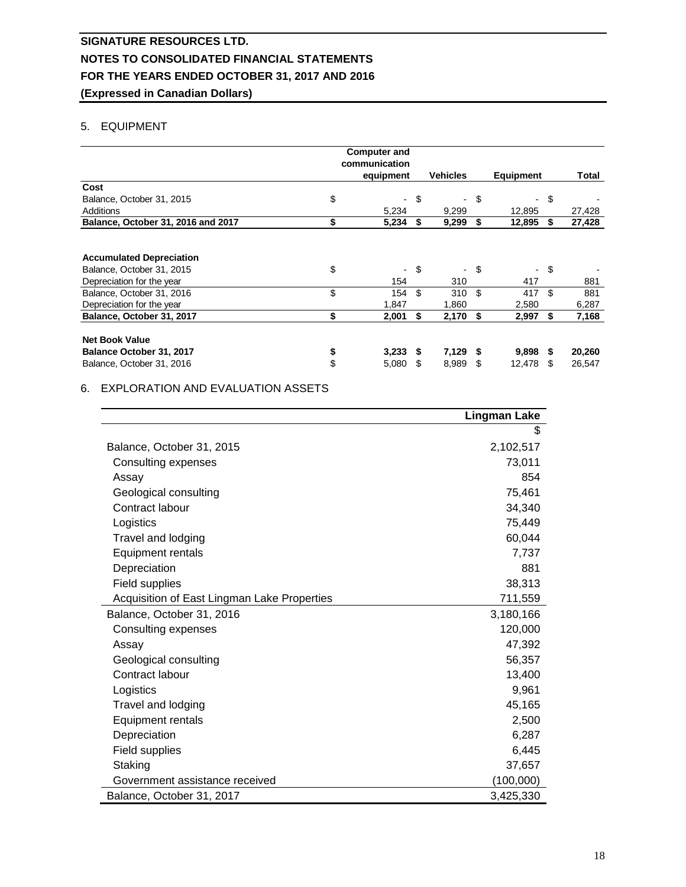**SIGNATURE RESOURCES LTD.**

**NOTES TO CONSOLIDATED FINANCIAL STATEMENTS**

**FOR THE YEARS ENDED OCTOBER 31, 2017 AND 2016**

**(Expressed in Canadian Dollars)**

## 5. EQUIPMENT

| | Computer and communication equipment | Vehicles | Equipment | Total |
|---|---|---|---|---|
| **Cost** | | | | |
| Balance, October 31, 2015 | $ - | $ - | $ - | $ - |
| Additions | 5,234 | 9,299 | 12,895 | 27,428 |
| **Balance, October 31, 2016 and 2017** | **$ 5,234** | **$ 9,299** | **$ 12,895** | **$ 27,428** |
| | | | | |
| **Accumulated Depreciation** | | | | |
| Balance, October 31, 2015 | $ - | $ - | $ - | $ - |
| Depreciation for the year | 154 | 310 | 417 | 881 |
| Balance, October 31, 2016 | $ 154 | $ 310 | $ 417 | $ 881 |
| Depreciation for the year | 1,847 | 1,860 | 2,580 | 6,287 |
| **Balance, October 31, 2017** | **$ 2,001** | **$ 2,170** | **$ 2,997** | **$ 7,168** |
| | | | | |
| **Net Book Value** | | | | |
| **Balance October 31, 2017** | **$ 3,233** | **$ 7,129** | **$ 9,898** | **$ 20,260** |
| Balance, October 31, 2016 | $ 5,080 | $ 8,989 | $ 12,478 | $ 26,547 |

## 6. EXPLORATION AND EVALUATION ASSETS

| | Lingman Lake |
|---|---|
| | $ |
| Balance, October 31, 2015 | 2,102,517 |
| Consulting expenses | 73,011 |
| Assay | 854 |
| Geological consulting | 75,461 |
| Contract labour | 34,340 |
| Logistics | 75,449 |
| Travel and lodging | 60,044 |
| Equipment rentals | 7,737 |
| Depreciation | 881 |
| Field supplies | 38,313 |
| Acquisition of East Lingman Lake Properties | 711,559 |
| Balance, October 31, 2016 | 3,180,166 |
| Consulting expenses | 120,000 |
| Assay | 47,392 |
| Geological consulting | 56,357 |
| Contract labour | 13,400 |
| Logistics | 9,961 |
| Travel and lodging | 45,165 |
| Equipment rentals | 2,500 |
| Depreciation | 6,287 |
| Field supplies | 6,445 |
| Staking | 37,657 |
| Government assistance received | (100,000) |
| Balance, October 31, 2017 | 3,425,330 |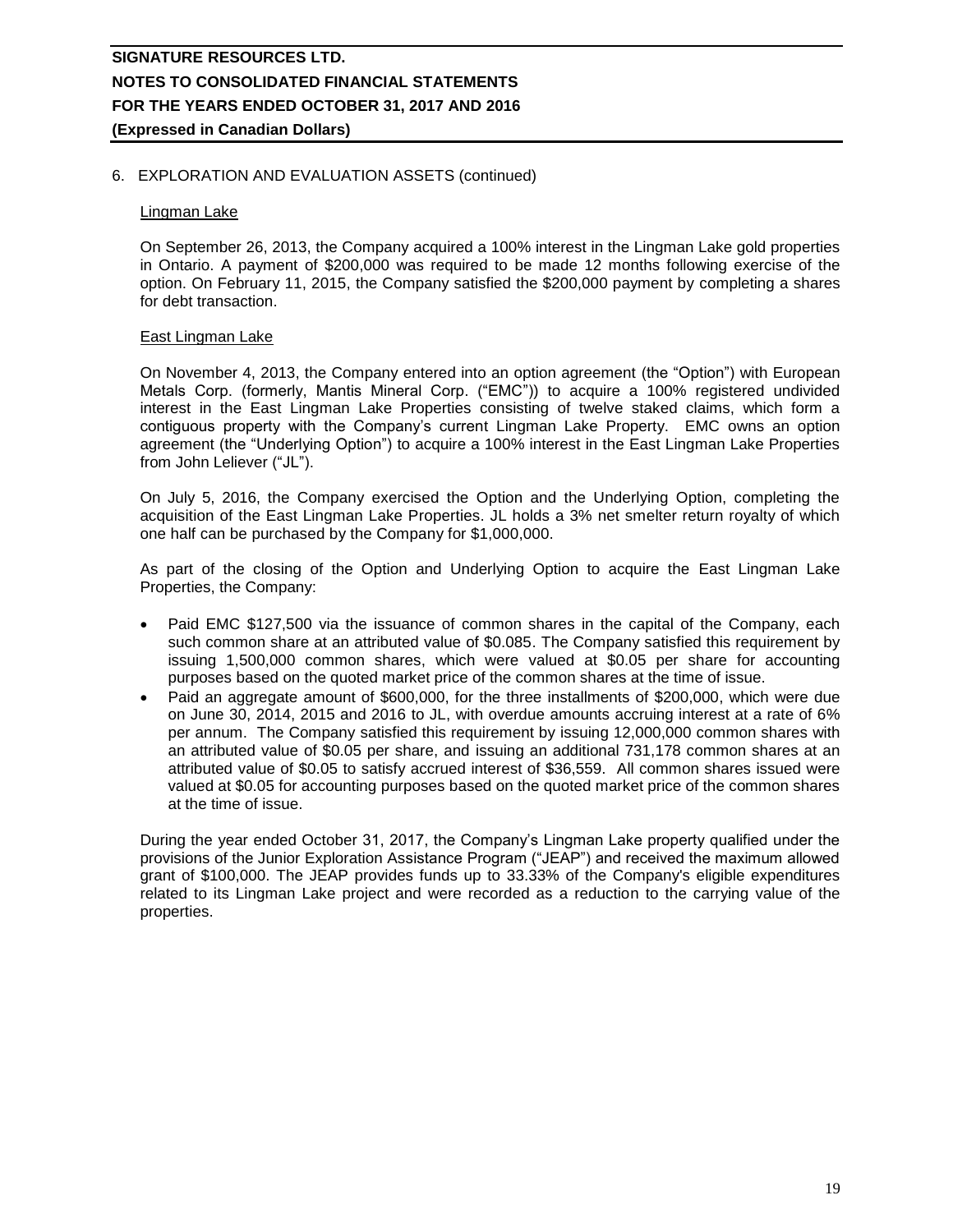## 6. EXPLORATION AND EVALUATION ASSETS (continued)

### Lingman Lake

On September 26, 2013, the Company acquired a 100% interest in the Lingman Lake gold properties in Ontario. A payment of $200,000 was required to be made 12 months following exercise of the option. On February 11, 2015, the Company satisfied the $200,000 payment by completing a shares for debt transaction.

### East Lingman Lake

On November 4, 2013, the Company entered into an option agreement (the "Option") with European Metals Corp. (formerly, Mantis Mineral Corp. ("EMC")) to acquire a 100% registered undivided interest in the East Lingman Lake Properties consisting of twelve staked claims, which form a contiguous property with the Company's current Lingman Lake Property. EMC owns an option agreement (the "Underlying Option") to acquire a 100% interest in the East Lingman Lake Properties from John Leliever ("JL").

On July 5, 2016, the Company exercised the Option and the Underlying Option, completing the acquisition of the East Lingman Lake Properties. JL holds a 3% net smelter return royalty of which one half can be purchased by the Company for $1,000,000.

As part of the closing of the Option and Underlying Option to acquire the East Lingman Lake Properties, the Company:

- Paid EMC $127,500 via the issuance of common shares in the capital of the Company, each such common share at an attributed value of $0.085. The Company satisfied this requirement by issuing 1,500,000 common shares, which were valued at $0.05 per share for accounting purposes based on the quoted market price of the common shares at the time of issue.
- Paid an aggregate amount of $600,000, for the three installments of $200,000, which were due on June 30, 2014, 2015 and 2016 to JL, with overdue amounts accruing interest at a rate of 6% per annum. The Company satisfied this requirement by issuing 12,000,000 common shares with an attributed value of $0.05 per share, and issuing an additional 731,178 common shares at an attributed value of $0.05 to satisfy accrued interest of $36,559. All common shares issued were valued at $0.05 for accounting purposes based on the quoted market price of the common shares at the time of issue.

During the year ended October 31, 2017, the Company's Lingman Lake property qualified under the provisions of the Junior Exploration Assistance Program ("JEAP") and received the maximum allowed grant of $100,000. The JEAP provides funds up to 33.33% of the Company's eligible expenditures related to its Lingman Lake project and were recorded as a reduction to the carrying value of the properties.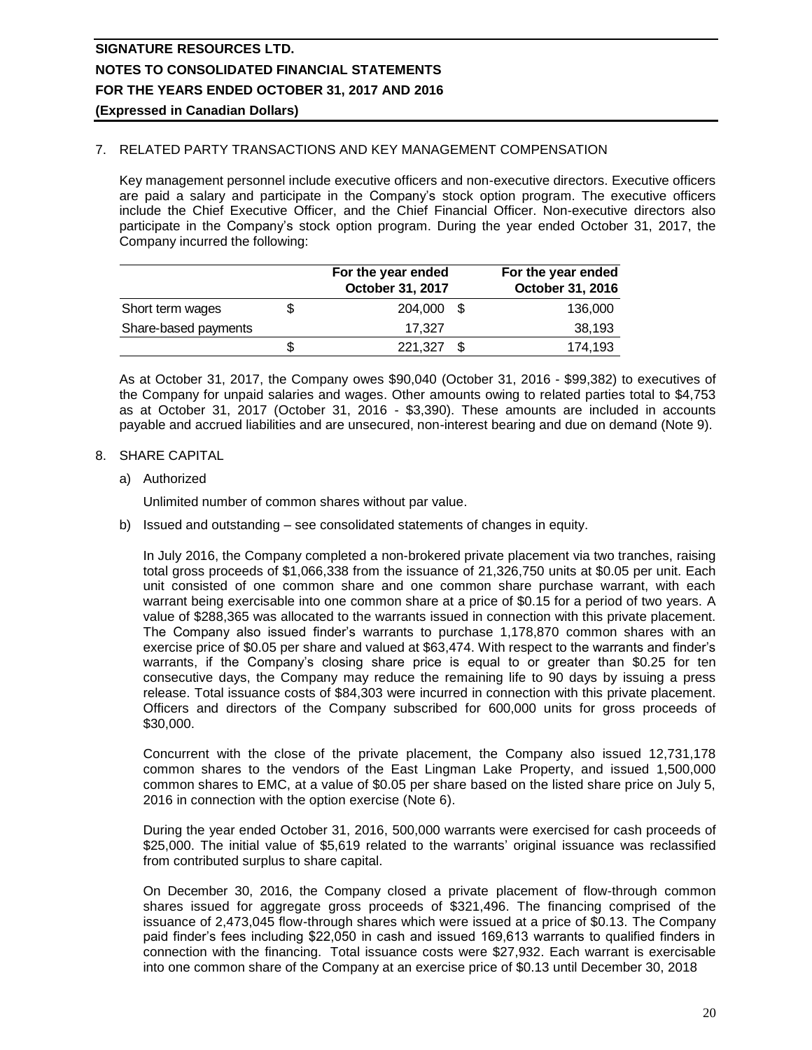## 7. RELATED PARTY TRANSACTIONS AND KEY MANAGEMENT COMPENSATION

Key management personnel include executive officers and non-executive directors. Executive officers are paid a salary and participate in the Company's stock option program. The executive officers include the Chief Executive Officer, and the Chief Financial Officer. Non-executive directors also participate in the Company's stock option program. During the year ended October 31, 2017, the Company incurred the following:

| | For the year ended October 31, 2017 | For the year ended October 31, 2016 |
|---|---|---|
| Short term wages | $ 204,000 | $ 136,000 |
| Share-based payments | 17,327 | 38,193 |
| | $ 221,327 | $ 174,193 |

As at October 31, 2017, the Company owes $90,040 (October 31, 2016 - $99,382) to executives of the Company for unpaid salaries and wages. Other amounts owing to related parties total to $4,753 as at October 31, 2017 (October 31, 2016 - $3,390). These amounts are included in accounts payable and accrued liabilities and are unsecured, non-interest bearing and due on demand (Note 9).

## 8. SHARE CAPITAL

a) Authorized

Unlimited number of common shares without par value.

b) Issued and outstanding – see consolidated statements of changes in equity.

In July 2016, the Company completed a non-brokered private placement via two tranches, raising total gross proceeds of $1,066,338 from the issuance of 21,326,750 units at $0.05 per unit. Each unit consisted of one common share and one common share purchase warrant, with each warrant being exercisable into one common share at a price of $0.15 for a period of two years. A value of $288,365 was allocated to the warrants issued in connection with this private placement. The Company also issued finder's warrants to purchase 1,178,870 common shares with an exercise price of $0.05 per share and valued at $63,474. With respect to the warrants and finder's warrants, if the Company's closing share price is equal to or greater than $0.25 for ten consecutive days, the Company may reduce the remaining life to 90 days by issuing a press release. Total issuance costs of $84,303 were incurred in connection with this private placement. Officers and directors of the Company subscribed for 600,000 units for gross proceeds of $30,000.

Concurrent with the close of the private placement, the Company also issued 12,731,178 common shares to the vendors of the East Lingman Lake Property, and issued 1,500,000 common shares to EMC, at a value of $0.05 per share based on the listed share price on July 5, 2016 in connection with the option exercise (Note 6).

During the year ended October 31, 2016, 500,000 warrants were exercised for cash proceeds of $25,000. The initial value of $5,619 related to the warrants' original issuance was reclassified from contributed surplus to share capital.

On December 30, 2016, the Company closed a private placement of flow-through common shares issued for aggregate gross proceeds of $321,496. The financing comprised of the issuance of 2,473,045 flow-through shares which were issued at a price of $0.13. The Company paid finder's fees including $22,050 in cash and issued 169,613 warrants to qualified finders in connection with the financing. Total issuance costs were $27,932. Each warrant is exercisable into one common share of the Company at an exercise price of $0.13 until December 30, 2018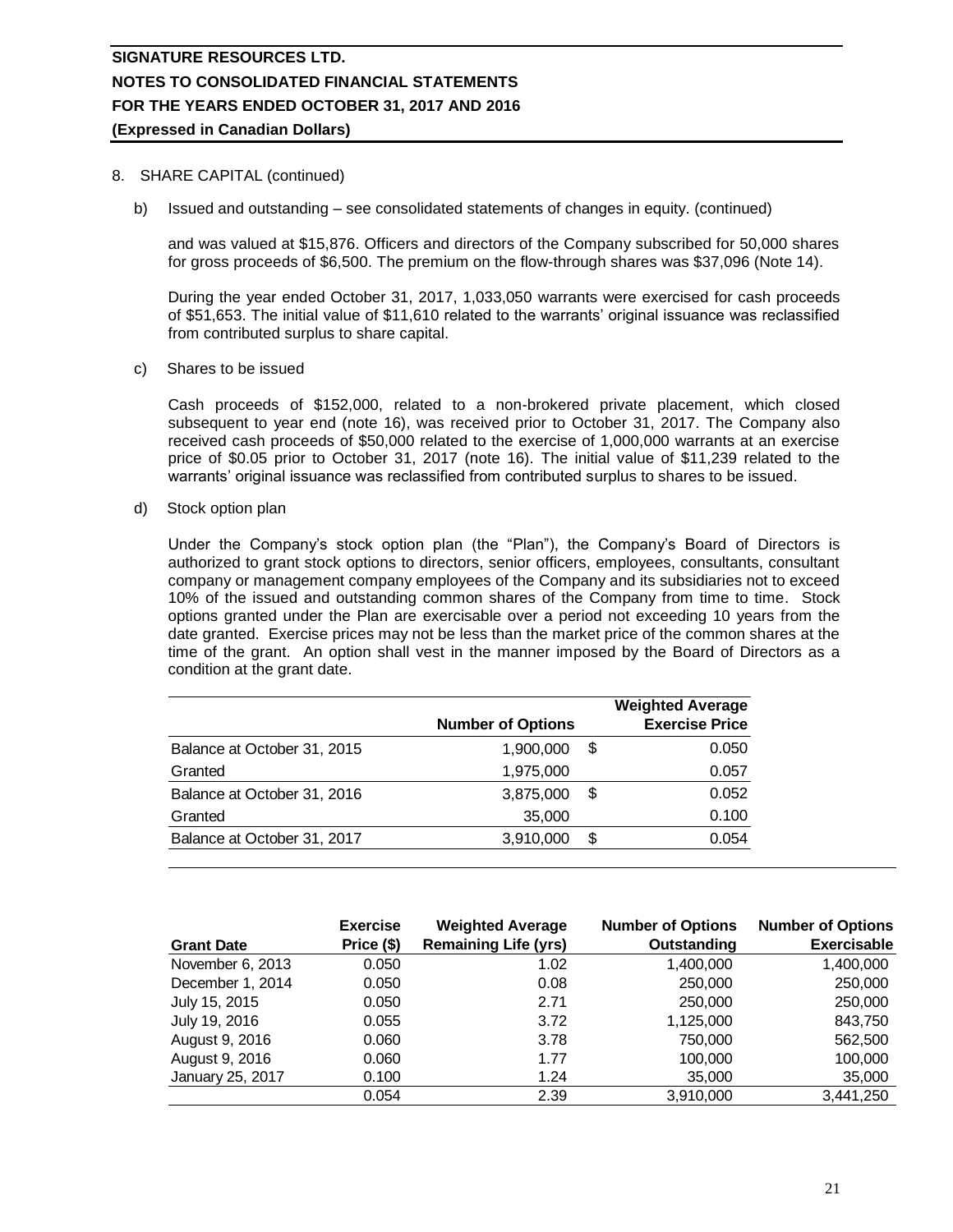8. SHARE CAPITAL (continued)

b) Issued and outstanding – see consolidated statements of changes in equity. (continued)

and was valued at $15,876. Officers and directors of the Company subscribed for 50,000 shares for gross proceeds of $6,500. The premium on the flow-through shares was $37,096 (Note 14).

During the year ended October 31, 2017, 1,033,050 warrants were exercised for cash proceeds of $51,653. The initial value of $11,610 related to the warrants' original issuance was reclassified from contributed surplus to share capital.

c) Shares to be issued

Cash proceeds of $152,000, related to a non-brokered private placement, which closed subsequent to year end (note 16), was received prior to October 31, 2017. The Company also received cash proceeds of $50,000 related to the exercise of 1,000,000 warrants at an exercise price of $0.05 prior to October 31, 2017 (note 16). The initial value of $11,239 related to the warrants' original issuance was reclassified from contributed surplus to shares to be issued.

d) Stock option plan

Under the Company's stock option plan (the "Plan"), the Company's Board of Directors is authorized to grant stock options to directors, senior officers, employees, consultants, consultant company or management company employees of the Company and its subsidiaries not to exceed 10% of the issued and outstanding common shares of the Company from time to time. Stock options granted under the Plan are exercisable over a period not exceeding 10 years from the date granted. Exercise prices may not be less than the market price of the common shares at the time of the grant. An option shall vest in the manner imposed by the Board of Directors as a condition at the grant date.

| | Number of Options | Weighted Average Exercise Price |
|---|---|---|
| Balance at October 31, 2015 | 1,900,000 | $ 0.050 |
| Granted | 1,975,000 | 0.057 |
| Balance at October 31, 2016 | 3,875,000 | $ 0.052 |
| Granted | 35,000 | 0.100 |
| Balance at October 31, 2017 | 3,910,000 | $ 0.054 |

| Grant Date | Exercise Price ($) | Weighted Average Remaining Life (yrs) | Number of Options Outstanding | Number of Options Exercisable |
|---|---|---|---|---|
| November 6, 2013 | 0.050 | 1.02 | 1,400,000 | 1,400,000 |
| December 1, 2014 | 0.050 | 0.08 | 250,000 | 250,000 |
| July 15, 2015 | 0.050 | 2.71 | 250,000 | 250,000 |
| July 19, 2016 | 0.055 | 3.72 | 1,125,000 | 843,750 |
| August 9, 2016 | 0.060 | 3.78 | 750,000 | 562,500 |
| August 9, 2016 | 0.060 | 1.77 | 100,000 | 100,000 |
| January 25, 2017 | 0.100 | 1.24 | 35,000 | 35,000 |
| | 0.054 | 2.39 | 3,910,000 | 3,441,250 |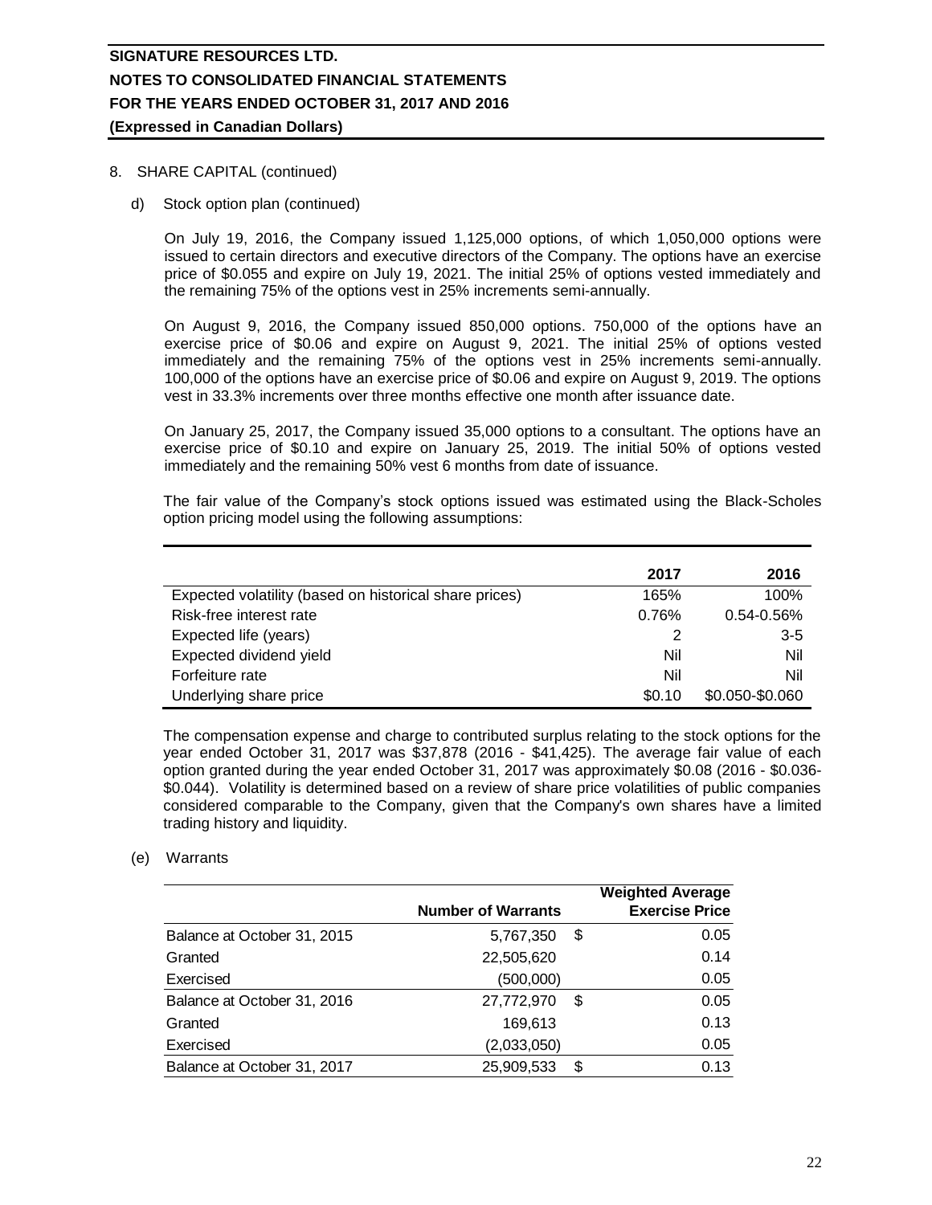# SIGNATURE RESOURCES LTD.
## NOTES TO CONSOLIDATED FINANCIAL STATEMENTS
## FOR THE YEARS ENDED OCTOBER 31, 2017 AND 2016
**(Expressed in Canadian Dollars)**

8. SHARE CAPITAL (continued)

d) Stock option plan (continued)

On July 19, 2016, the Company issued 1,125,000 options, of which 1,050,000 options were issued to certain directors and executive directors of the Company. The options have an exercise price of \$0.055 and expire on July 19, 2021. The initial 25% of options vested immediately and the remaining 75% of the options vest in 25% increments semi-annually.

On August 9, 2016, the Company issued 850,000 options. 750,000 of the options have an exercise price of \$0.06 and expire on August 9, 2021. The initial 25% of options vested immediately and the remaining 75% of the options vest in 25% increments semi-annually. 100,000 of the options have an exercise price of \$0.06 and expire on August 9, 2019. The options vest in 33.3% increments over three months effective one month after issuance date.

On January 25, 2017, the Company issued 35,000 options to a consultant. The options have an exercise price of \$0.10 and expire on January 25, 2019. The initial 50% of options vested immediately and the remaining 50% vest 6 months from date of issuance.

The fair value of the Company's stock options issued was estimated using the Black-Scholes option pricing model using the following assumptions:

| | 2017 | 2016 |
|---|---|---|
| Expected volatility (based on historical share prices) | 165% | 100% |
| Risk-free interest rate | 0.76% | 0.54-0.56% |
| Expected life (years) | 2 | 3-5 |
| Expected dividend yield | Nil | Nil |
| Forfeiture rate | Nil | Nil |
| Underlying share price | \$0.10 | \$0.050-\$0.060 |

The compensation expense and charge to contributed surplus relating to the stock options for the year ended October 31, 2017 was \$37,878 (2016 - \$41,425). The average fair value of each option granted during the year ended October 31, 2017 was approximately \$0.08 (2016 - \$0.036-\$0.044). Volatility is determined based on a review of share price volatilities of public companies considered comparable to the Company, given that the Company's own shares have a limited trading history and liquidity.

(e) Warrants

| | Number of Warrants | Weighted Average Exercise Price |
|---|---|---|
| Balance at October 31, 2015 | 5,767,350 | \$ 0.05 |
| Granted | 22,505,620 | 0.14 |
| Exercised | (500,000) | 0.05 |
| Balance at October 31, 2016 | 27,772,970 | \$ 0.05 |
| Granted | 169,613 | 0.13 |
| Exercised | (2,033,050) | 0.05 |
| Balance at October 31, 2017 | 25,909,533 | \$ 0.13 |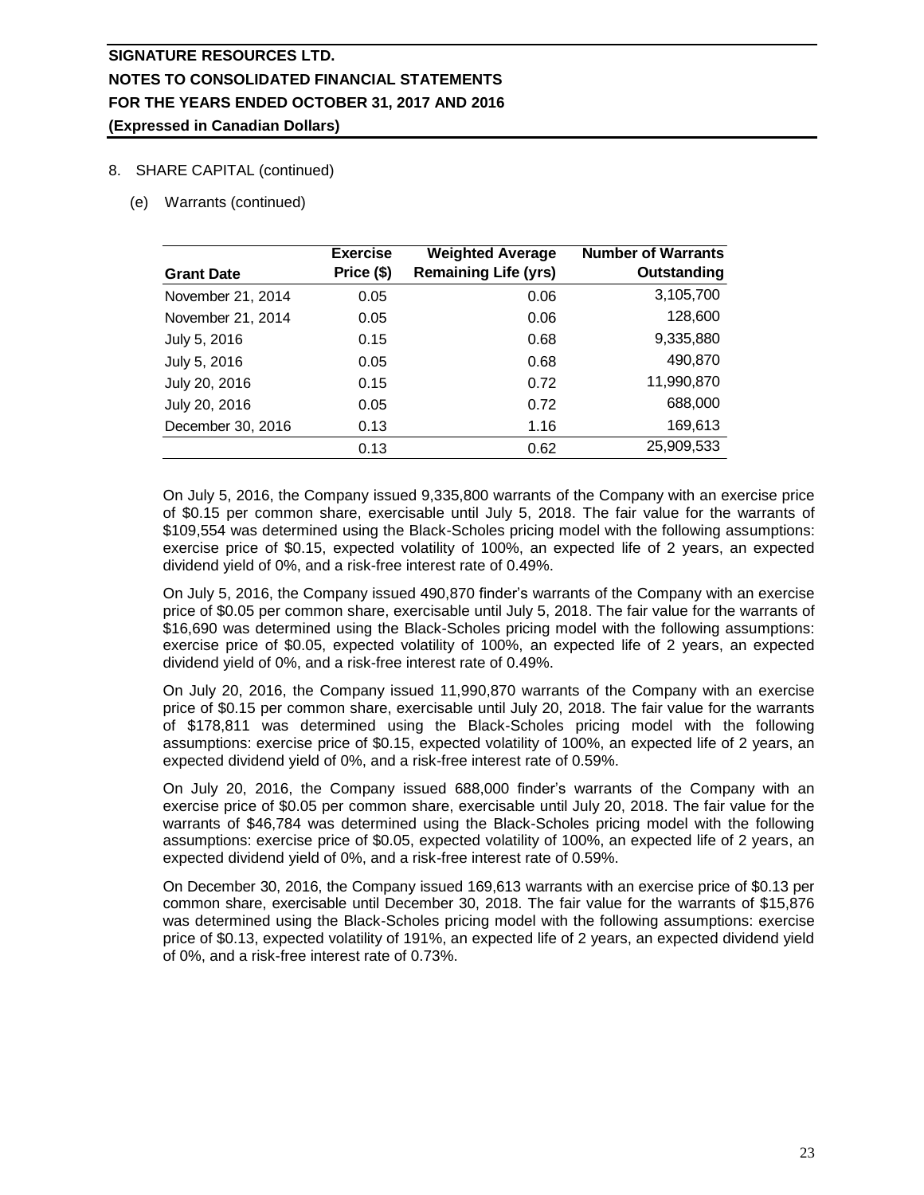8. SHARE CAPITAL (continued)

(e) Warrants (continued)

| Grant Date | Exercise Price ($) | Weighted Average Remaining Life (yrs) | Number of Warrants Outstanding |
|---|---|---|---|
| November 21, 2014 | 0.05 | 0.06 | 3,105,700 |
| November 21, 2014 | 0.05 | 0.06 | 128,600 |
| July 5, 2016 | 0.15 | 0.68 | 9,335,880 |
| July 5, 2016 | 0.05 | 0.68 | 490,870 |
| July 20, 2016 | 0.15 | 0.72 | 11,990,870 |
| July 20, 2016 | 0.05 | 0.72 | 688,000 |
| December 30, 2016 | 0.13 | 1.16 | 169,613 |
| | 0.13 | 0.62 | 25,909,533 |

On July 5, 2016, the Company issued 9,335,800 warrants of the Company with an exercise price of $0.15 per common share, exercisable until July 5, 2018. The fair value for the warrants of $109,554 was determined using the Black-Scholes pricing model with the following assumptions: exercise price of $0.15, expected volatility of 100%, an expected life of 2 years, an expected dividend yield of 0%, and a risk-free interest rate of 0.49%.

On July 5, 2016, the Company issued 490,870 finder's warrants of the Company with an exercise price of $0.05 per common share, exercisable until July 5, 2018. The fair value for the warrants of $16,690 was determined using the Black-Scholes pricing model with the following assumptions: exercise price of $0.05, expected volatility of 100%, an expected life of 2 years, an expected dividend yield of 0%, and a risk-free interest rate of 0.49%.

On July 20, 2016, the Company issued 11,990,870 warrants of the Company with an exercise price of $0.15 per common share, exercisable until July 20, 2018. The fair value for the warrants of $178,811 was determined using the Black-Scholes pricing model with the following assumptions: exercise price of $0.15, expected volatility of 100%, an expected life of 2 years, an expected dividend yield of 0%, and a risk-free interest rate of 0.59%.

On July 20, 2016, the Company issued 688,000 finder's warrants of the Company with an exercise price of $0.05 per common share, exercisable until July 20, 2018. The fair value for the warrants of $46,784 was determined using the Black-Scholes pricing model with the following assumptions: exercise price of $0.05, expected volatility of 100%, an expected life of 2 years, an expected dividend yield of 0%, and a risk-free interest rate of 0.59%.

On December 30, 2016, the Company issued 169,613 warrants with an exercise price of $0.13 per common share, exercisable until December 30, 2018. The fair value for the warrants of $15,876 was determined using the Black-Scholes pricing model with the following assumptions: exercise price of $0.13, expected volatility of 191%, an expected life of 2 years, an expected dividend yield of 0%, and a risk-free interest rate of 0.73%.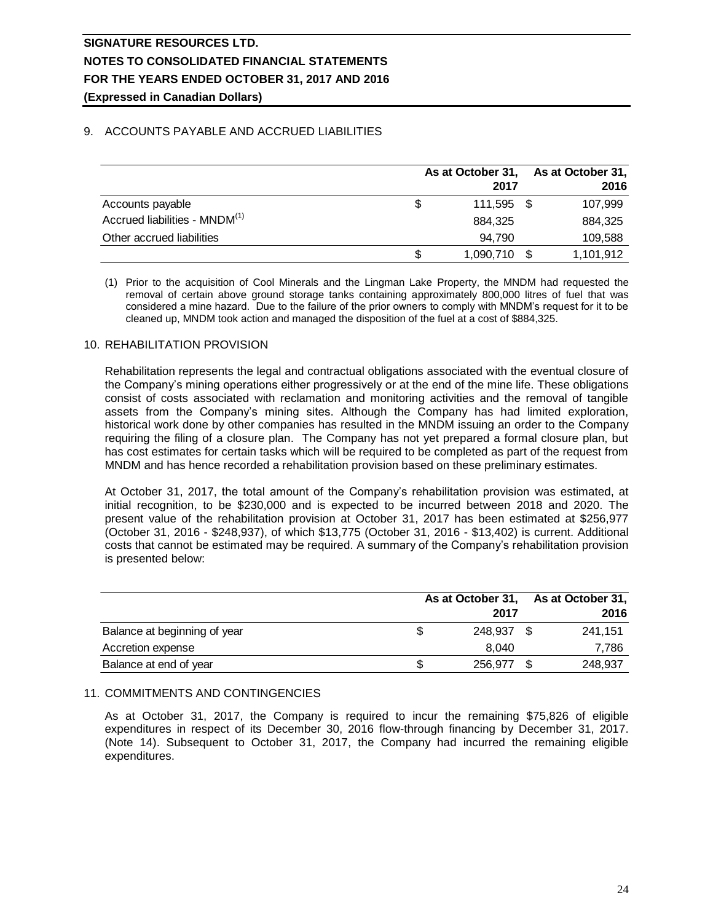# SIGNATURE RESOURCES LTD.
## NOTES TO CONSOLIDATED FINANCIAL STATEMENTS
## FOR THE YEARS ENDED OCTOBER 31, 2017 AND 2016
### (Expressed in Canadian Dollars)

## 9. ACCOUNTS PAYABLE AND ACCRUED LIABILITIES

| | As at October 31, 2017 | As at October 31, 2016 |
|---|---|---|
| Accounts payable | $ 111,595 | $ 107,999 |
| Accrued liabilities - MNDM[(1)] | 884,325 | 884,325 |
| Other accrued liabilities | 94,790 | 109,588 |
| | $ 1,090,710 | $ 1,101,912 |

(1) Prior to the acquisition of Cool Minerals and the Lingman Lake Property, the MNDM had requested the removal of certain above ground storage tanks containing approximately 800,000 litres of fuel that was considered a mine hazard. Due to the failure of the prior owners to comply with MNDM's request for it to be cleaned up, MNDM took action and managed the disposition of the fuel at a cost of $884,325.

## 10. REHABILITATION PROVISION

Rehabilitation represents the legal and contractual obligations associated with the eventual closure of the Company's mining operations either progressively or at the end of the mine life. These obligations consist of costs associated with reclamation and monitoring activities and the removal of tangible assets from the Company's mining sites. Although the Company has had limited exploration, historical work done by other companies has resulted in the MNDM issuing an order to the Company requiring the filing of a closure plan. The Company has not yet prepared a formal closure plan, but has cost estimates for certain tasks which will be required to be completed as part of the request from MNDM and has hence recorded a rehabilitation provision based on these preliminary estimates.

At October 31, 2017, the total amount of the Company's rehabilitation provision was estimated, at initial recognition, to be $230,000 and is expected to be incurred between 2018 and 2020. The present value of the rehabilitation provision at October 31, 2017 has been estimated at $256,977 (October 31, 2016 - $248,937), of which $13,775 (October 31, 2016 - $13,402) is current. Additional costs that cannot be estimated may be required. A summary of the Company's rehabilitation provision is presented below:

| | As at October 31, 2017 | As at October 31, 2016 |
|---|---|---|
| Balance at beginning of year | $ 248,937 | $ 241,151 |
| Accretion expense | 8,040 | 7,786 |
| Balance at end of year | $ 256,977 | $ 248,937 |

## 11. COMMITMENTS AND CONTINGENCIES

As at October 31, 2017, the Company is required to incur the remaining $75,826 of eligible expenditures in respect of its December 30, 2016 flow-through financing by December 31, 2017. (Note 14). Subsequent to October 31, 2017, the Company had incurred the remaining eligible expenditures.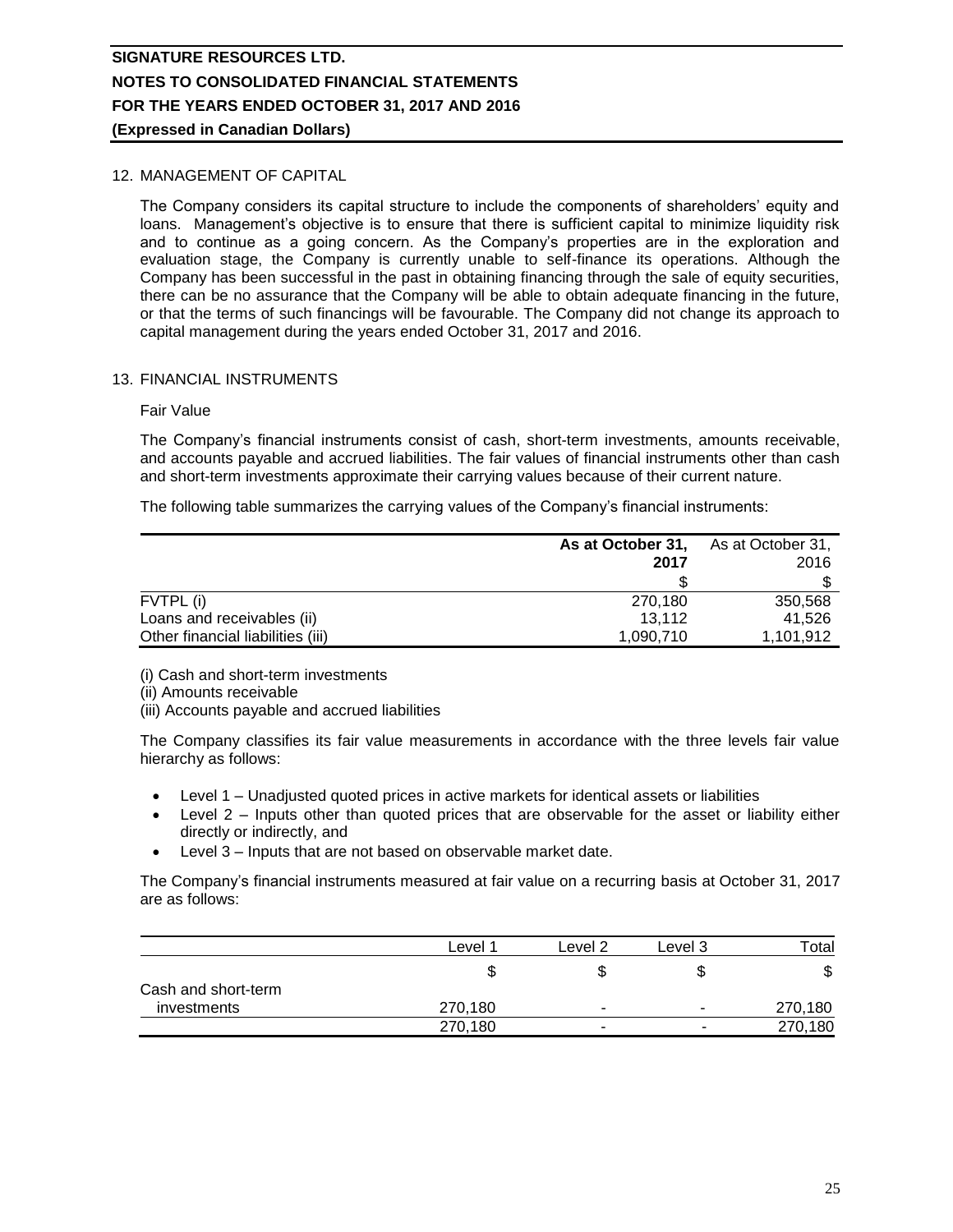## 12. MANAGEMENT OF CAPITAL

The Company considers its capital structure to include the components of shareholders' equity and loans. Management's objective is to ensure that there is sufficient capital to minimize liquidity risk and to continue as a going concern. As the Company's properties are in the exploration and evaluation stage, the Company is currently unable to self-finance its operations. Although the Company has been successful in the past in obtaining financing through the sale of equity securities, there can be no assurance that the Company will be able to obtain adequate financing in the future, or that the terms of such financings will be favourable. The Company did not change its approach to capital management during the years ended October 31, 2017 and 2016.

## 13. FINANCIAL INSTRUMENTS

Fair Value

The Company's financial instruments consist of cash, short-term investments, amounts receivable, and accounts payable and accrued liabilities. The fair values of financial instruments other than cash and short-term investments approximate their carrying values because of their current nature.

The following table summarizes the carrying values of the Company's financial instruments:

| | **As at October 31, 2017** | As at October 31, 2016 |
|---|---|---|
| | $ | $ |
| FVTPL (i) | 270,180 | 350,568 |
| Loans and receivables (ii) | 13,112 | 41,526 |
| Other financial liabilities (iii) | 1,090,710 | 1,101,912 |

(i) Cash and short-term investments
(ii) Amounts receivable
(iii) Accounts payable and accrued liabilities

The Company classifies its fair value measurements in accordance with the three levels fair value hierarchy as follows:

- Level 1 – Unadjusted quoted prices in active markets for identical assets or liabilities
- Level 2 – Inputs other than quoted prices that are observable for the asset or liability either directly or indirectly, and
- Level 3 – Inputs that are not based on observable market date.

The Company's financial instruments measured at fair value on a recurring basis at October 31, 2017 are as follows:

| | Level 1 | Level 2 | Level 3 | Total |
|---|---|---|---|---|
| | $ | $ | $ | $ |
| Cash and short-term investments | 270,180 | - | - | 270,180 |
| | 270,180 | - | - | 270,180 |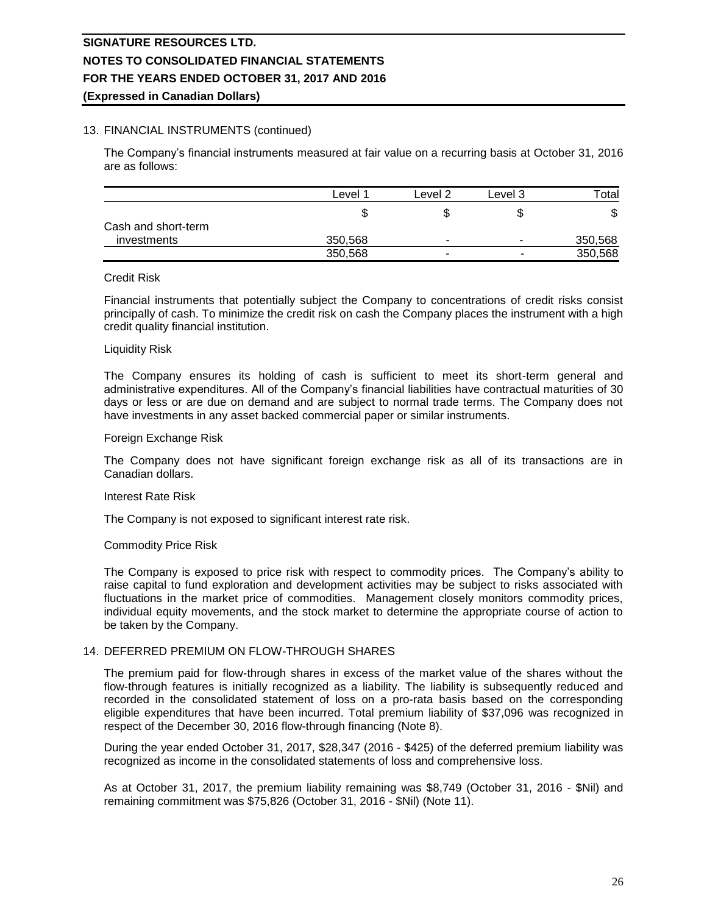## 13. FINANCIAL INSTRUMENTS (continued)

The Company's financial instruments measured at fair value on a recurring basis at October 31, 2016 are as follows:

| | Level 1 | Level 2 | Level 3 | Total |
|---|---|---|---|---|
| | $ | $ | $ | $ |
| Cash and short-term investments | 350,568 | - | - | 350,568 |
| | 350,568 | - | - | 350,568 |

Credit Risk

Financial instruments that potentially subject the Company to concentrations of credit risks consist principally of cash. To minimize the credit risk on cash the Company places the instrument with a high credit quality financial institution.

Liquidity Risk

The Company ensures its holding of cash is sufficient to meet its short-term general and administrative expenditures. All of the Company's financial liabilities have contractual maturities of 30 days or less or are due on demand and are subject to normal trade terms. The Company does not have investments in any asset backed commercial paper or similar instruments.

Foreign Exchange Risk

The Company does not have significant foreign exchange risk as all of its transactions are in Canadian dollars.

Interest Rate Risk

The Company is not exposed to significant interest rate risk.

Commodity Price Risk

The Company is exposed to price risk with respect to commodity prices. The Company's ability to raise capital to fund exploration and development activities may be subject to risks associated with fluctuations in the market price of commodities. Management closely monitors commodity prices, individual equity movements, and the stock market to determine the appropriate course of action to be taken by the Company.

## 14. DEFERRED PREMIUM ON FLOW-THROUGH SHARES

The premium paid for flow-through shares in excess of the market value of the shares without the flow-through features is initially recognized as a liability. The liability is subsequently reduced and recorded in the consolidated statement of loss on a pro-rata basis based on the corresponding eligible expenditures that have been incurred. Total premium liability of $37,096 was recognized in respect of the December 30, 2016 flow-through financing (Note 8).

During the year ended October 31, 2017, $28,347 (2016 - $425) of the deferred premium liability was recognized as income in the consolidated statements of loss and comprehensive loss.

As at October 31, 2017, the premium liability remaining was $8,749 (October 31, 2016 - $Nil) and remaining commitment was $75,826 (October 31, 2016 - $Nil) (Note 11).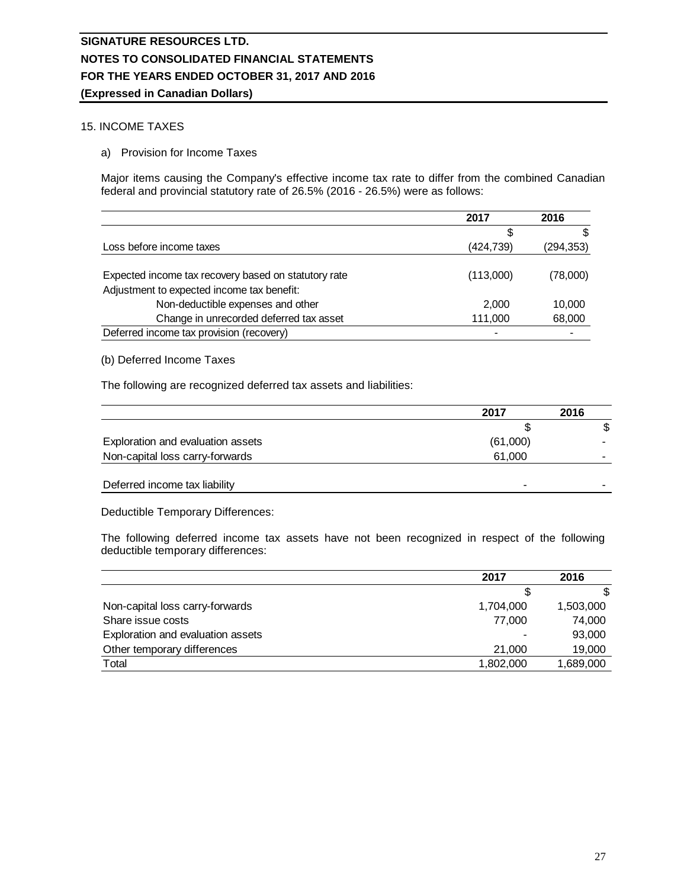## 15. INCOME TAXES

a) Provision for Income Taxes

Major items causing the Company's effective income tax rate to differ from the combined Canadian federal and provincial statutory rate of 26.5% (2016 - 26.5%) were as follows:

| | 2017 | 2016 |
|---|---|---|
| | $ | $ |
| Loss before income taxes | (424,739) | (294,353) |
| | | |
| Expected income tax recovery based on statutory rate | (113,000) | (78,000) |
| Adjustment to expected income tax benefit: | | |
| Non-deductible expenses and other | 2,000 | 10,000 |
| Change in unrecorded deferred tax asset | 111,000 | 68,000 |
| Deferred income tax provision (recovery) | - | - |

(b) Deferred Income Taxes

The following are recognized deferred tax assets and liabilities:

| | 2017 | 2016 |
|---|---|---|
| | $ | $ |
| Exploration and evaluation assets | (61,000) | - |
| Non-capital loss carry-forwards | 61,000 | - |
| | | |
| Deferred income tax liability | - | - |

Deductible Temporary Differences:

The following deferred income tax assets have not been recognized in respect of the following deductible temporary differences:

| | 2017 | 2016 |
|---|---|---|
| | $ | $ |
| Non-capital loss carry-forwards | 1,704,000 | 1,503,000 |
| Share issue costs | 77,000 | 74,000 |
| Exploration and evaluation assets | - | 93,000 |
| Other temporary differences | 21,000 | 19,000 |
| Total | 1,802,000 | 1,689,000 |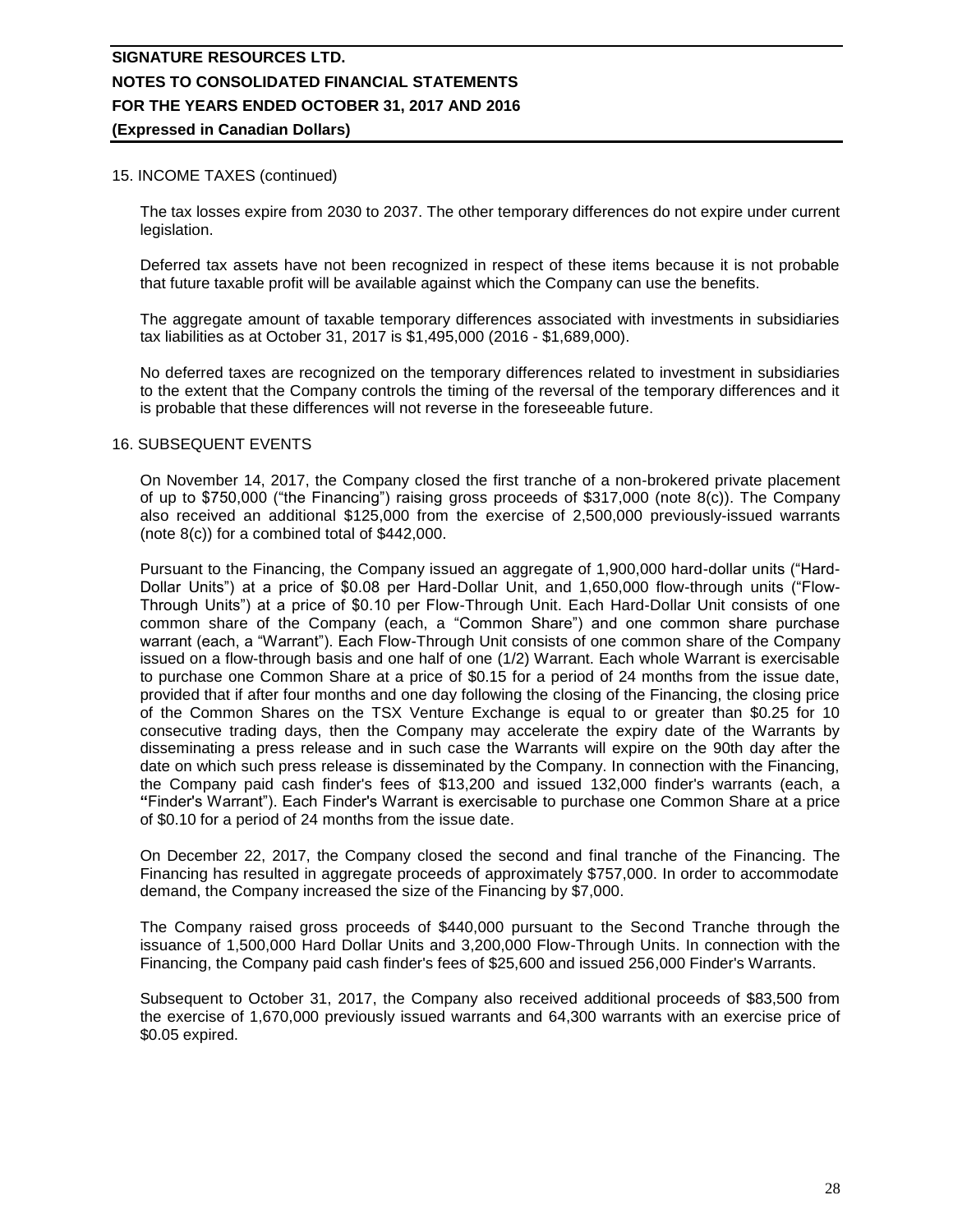## 15. INCOME TAXES (continued)

The tax losses expire from 2030 to 2037. The other temporary differences do not expire under current legislation.

Deferred tax assets have not been recognized in respect of these items because it is not probable that future taxable profit will be available against which the Company can use the benefits.

The aggregate amount of taxable temporary differences associated with investments in subsidiaries tax liabilities as at October 31, 2017 is $1,495,000 (2016 - $1,689,000).

No deferred taxes are recognized on the temporary differences related to investment in subsidiaries to the extent that the Company controls the timing of the reversal of the temporary differences and it is probable that these differences will not reverse in the foreseeable future.

## 16. SUBSEQUENT EVENTS

On November 14, 2017, the Company closed the first tranche of a non-brokered private placement of up to $750,000 ("the Financing") raising gross proceeds of $317,000 (note 8(c)). The Company also received an additional $125,000 from the exercise of 2,500,000 previously-issued warrants (note 8(c)) for a combined total of $442,000.

Pursuant to the Financing, the Company issued an aggregate of 1,900,000 hard-dollar units ("Hard-Dollar Units") at a price of $0.08 per Hard-Dollar Unit, and 1,650,000 flow-through units ("Flow-Through Units") at a price of $0.10 per Flow-Through Unit. Each Hard-Dollar Unit consists of one common share of the Company (each, a "Common Share") and one common share purchase warrant (each, a "Warrant"). Each Flow-Through Unit consists of one common share of the Company issued on a flow-through basis and one half of one (1/2) Warrant. Each whole Warrant is exercisable to purchase one Common Share at a price of $0.15 for a period of 24 months from the issue date, provided that if after four months and one day following the closing of the Financing, the closing price of the Common Shares on the TSX Venture Exchange is equal to or greater than $0.25 for 10 consecutive trading days, then the Company may accelerate the expiry date of the Warrants by disseminating a press release and in such case the Warrants will expire on the 90th day after the date on which such press release is disseminated by the Company. In connection with the Financing, the Company paid cash finder's fees of $13,200 and issued 132,000 finder's warrants (each, a "Finder's Warrant"). Each Finder's Warrant is exercisable to purchase one Common Share at a price of $0.10 for a period of 24 months from the issue date.

On December 22, 2017, the Company closed the second and final tranche of the Financing. The Financing has resulted in aggregate proceeds of approximately $757,000. In order to accommodate demand, the Company increased the size of the Financing by $7,000.

The Company raised gross proceeds of $440,000 pursuant to the Second Tranche through the issuance of 1,500,000 Hard Dollar Units and 3,200,000 Flow-Through Units. In connection with the Financing, the Company paid cash finder's fees of $25,600 and issued 256,000 Finder's Warrants.

Subsequent to October 31, 2017, the Company also received additional proceeds of $83,500 from the exercise of 1,670,000 previously issued warrants and 64,300 warrants with an exercise price of $0.05 expired.